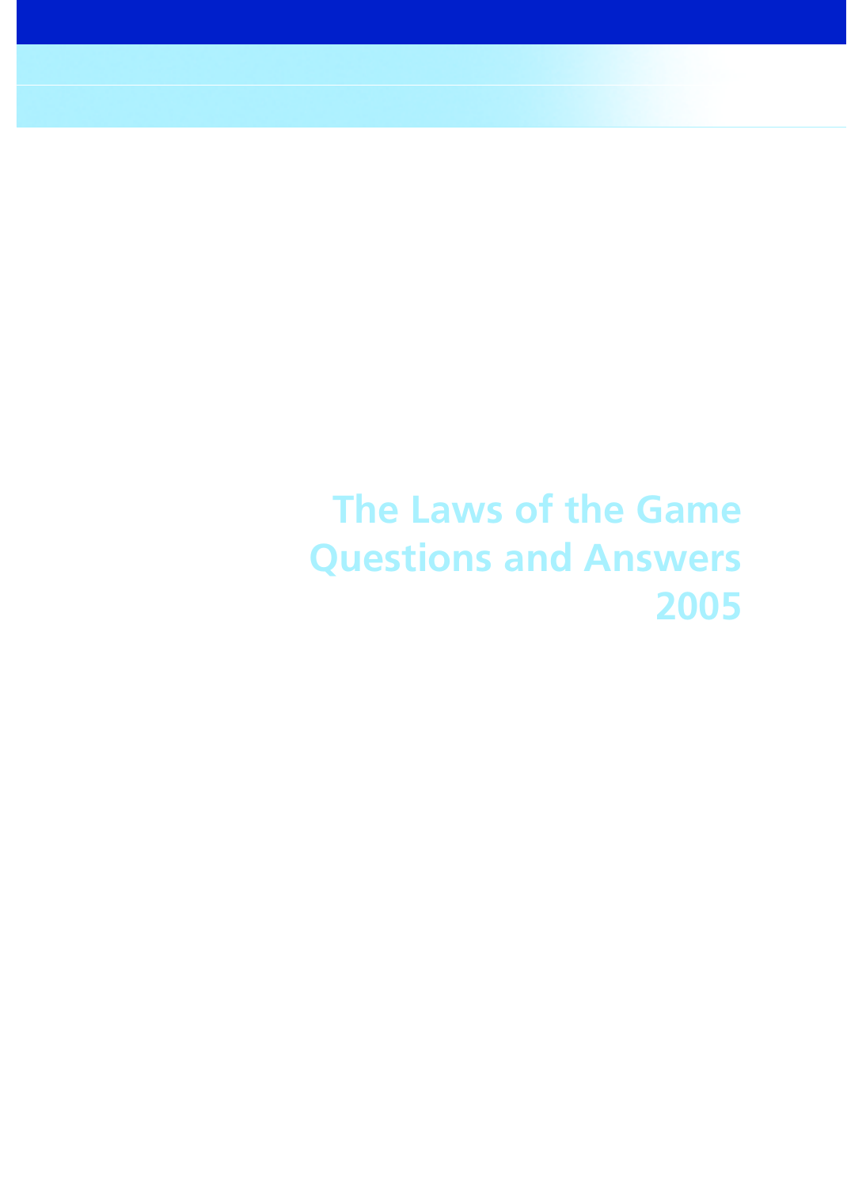# The Laws of the Game
# Questions and Answers
# 2005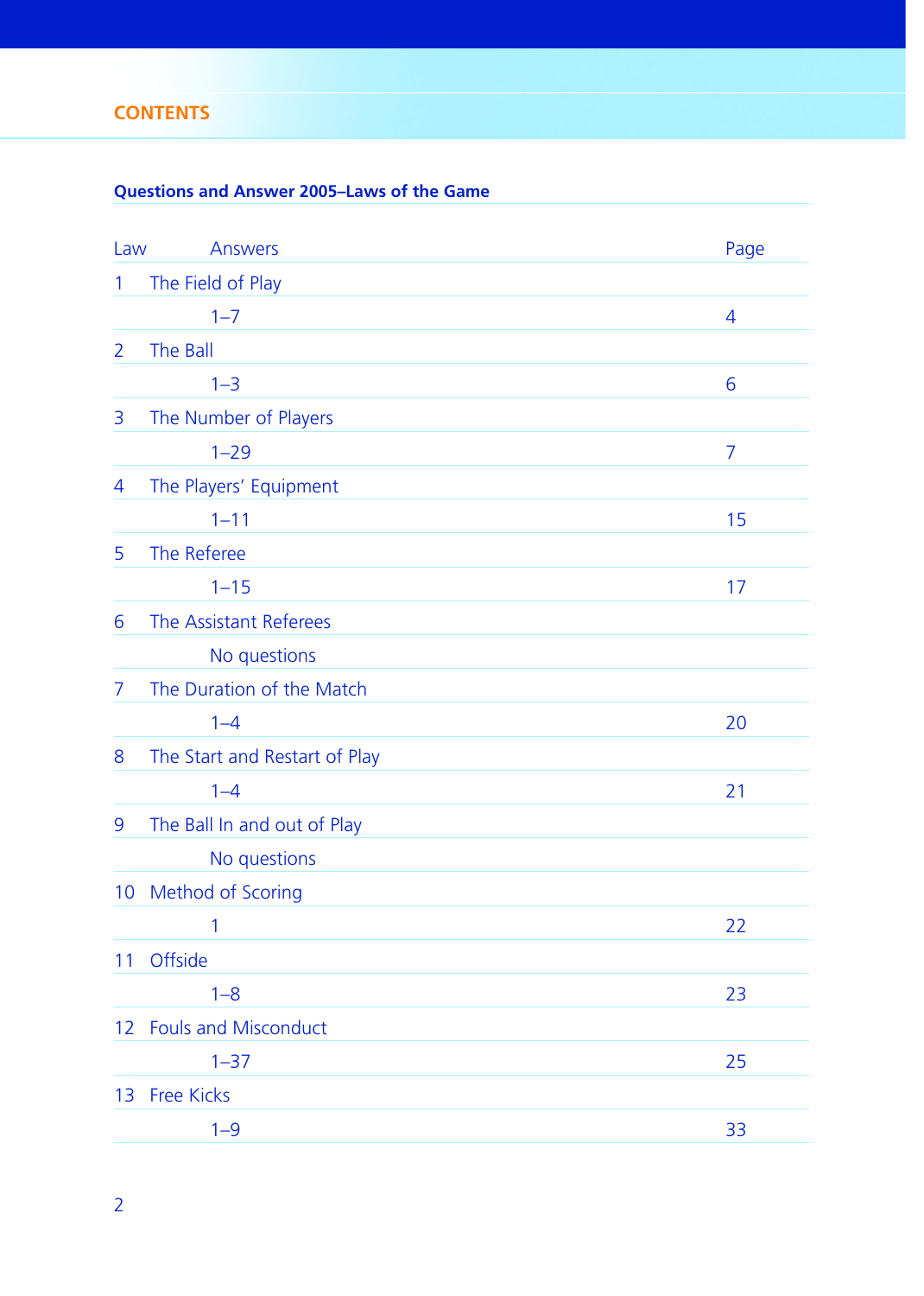# CONTENTS

## Questions and Answer 2005–Laws of the Game

| Law | Answers | Page |
|---|---|---|
| 1 | The Field of Play | |
| | 1–7 | 4 |
| 2 | The Ball | |
| | 1–3 | 6 |
| 3 | The Number of Players | |
| | 1–29 | 7 |
| 4 | The Players' Equipment | |
| | 1–11 | 15 |
| 5 | The Referee | |
| | 1–15 | 17 |
| 6 | The Assistant Referees | |
| | No questions | |
| 7 | The Duration of the Match | |
| | 1–4 | 20 |
| 8 | The Start and Restart of Play | |
| | 1–4 | 21 |
| 9 | The Ball In and out of Play | |
| | No questions | |
| 10 | Method of Scoring | |
| | 1 | 22 |
| 11 | Offside | |
| | 1–8 | 23 |
| 12 | Fouls and Misconduct | |
| | 1–37 | 25 |
| 13 | Free Kicks | |
| | 1–9 | 33 |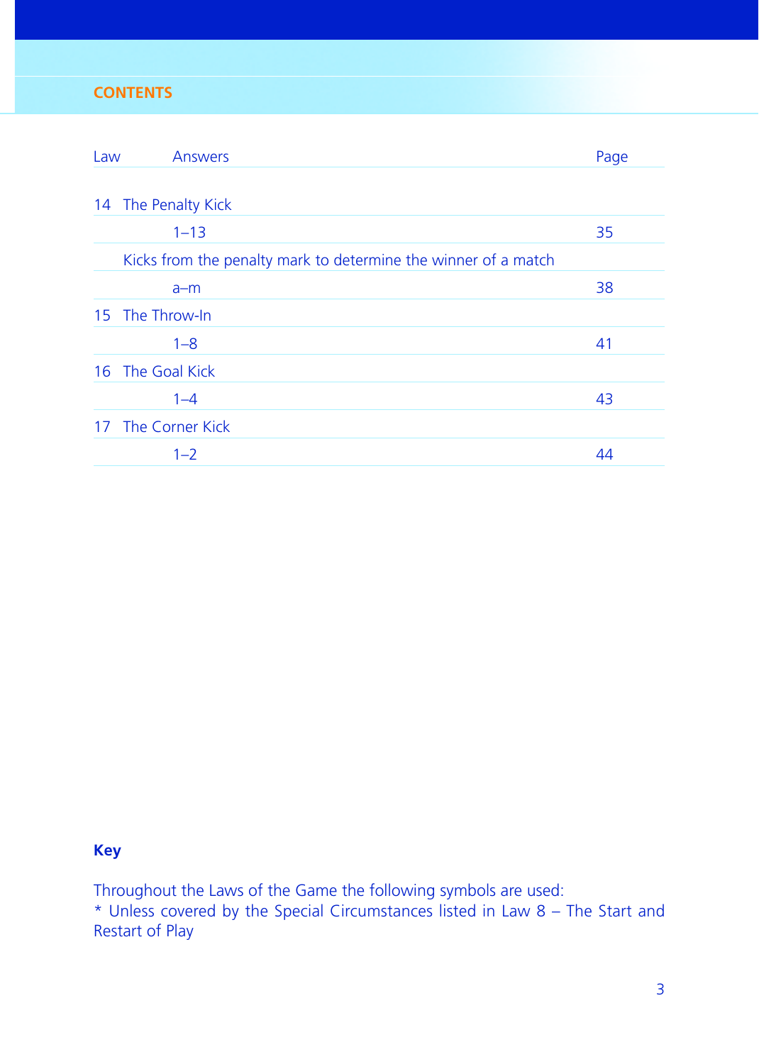## CONTENTS

| Law | Answers | Page |
|---|---|---|
| 14 | The Penalty Kick | |
| | 1–13 | 35 |
| | Kicks from the penalty mark to determine the winner of a match | |
| | a–m | 38 |
| 15 | The Throw-In | |
| | 1–8 | 41 |
| 16 | The Goal Kick | |
| | 1–4 | 43 |
| 17 | The Corner Kick | |
| | 1–2 | 44 |

**Key**

Throughout the Laws of the Game the following symbols are used:
* Unless covered by the Special Circumstances listed in Law 8 – The Start and Restart of Play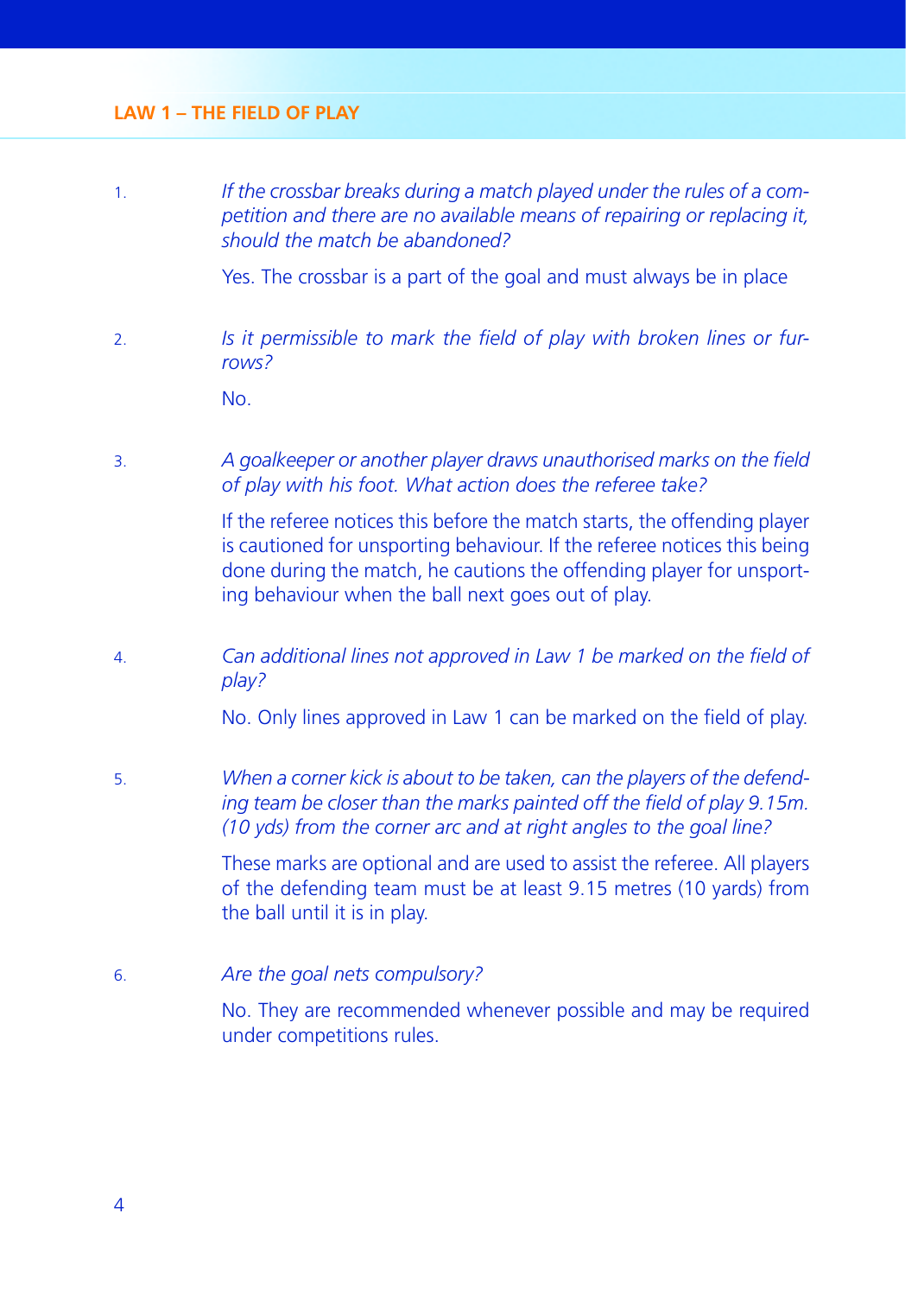## LAW 1 – THE FIELD OF PLAY

1. *If the crossbar breaks during a match played under the rules of a competition and there are no available means of repairing or replacing it, should the match be abandoned?*

   Yes. The crossbar is a part of the goal and must always be in place

2. *Is it permissible to mark the field of play with broken lines or furrows?*

   No.

3. *A goalkeeper or another player draws unauthorised marks on the field of play with his foot. What action does the referee take?*

   If the referee notices this before the match starts, the offending player is cautioned for unsporting behaviour. If the referee notices this being done during the match, he cautions the offending player for unsporting behaviour when the ball next goes out of play.

4. *Can additional lines not approved in Law 1 be marked on the field of play?*

   No. Only lines approved in Law 1 can be marked on the field of play.

5. *When a corner kick is about to be taken, can the players of the defending team be closer than the marks painted off the field of play 9.15m. (10 yds) from the corner arc and at right angles to the goal line?*

   These marks are optional and are used to assist the referee. All players of the defending team must be at least 9.15 metres (10 yards) from the ball until it is in play.

6. *Are the goal nets compulsory?*

   No. They are recommended whenever possible and may be required under competitions rules.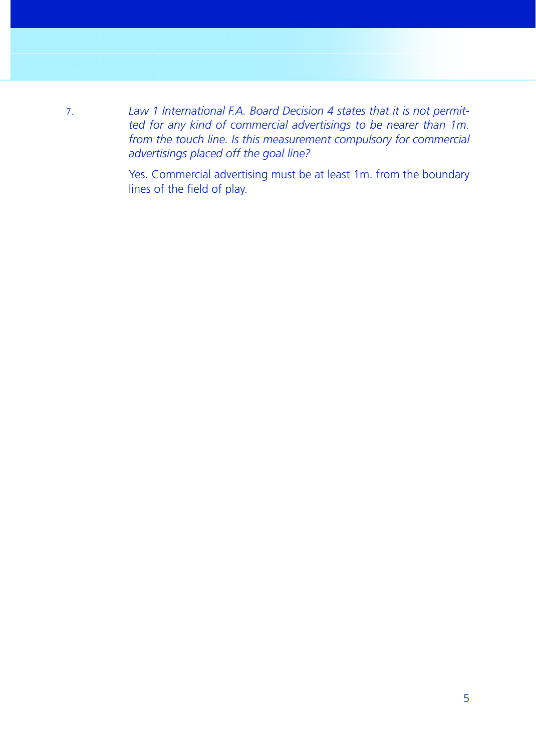7. *Law 1 International F.A. Board Decision 4 states that it is not permitted for any kind of commercial advertisings to be nearer than 1m. from the touch line. Is this measurement compulsory for commercial advertisings placed off the goal line?*

   Yes. Commercial advertising must be at least 1m. from the boundary lines of the field of play.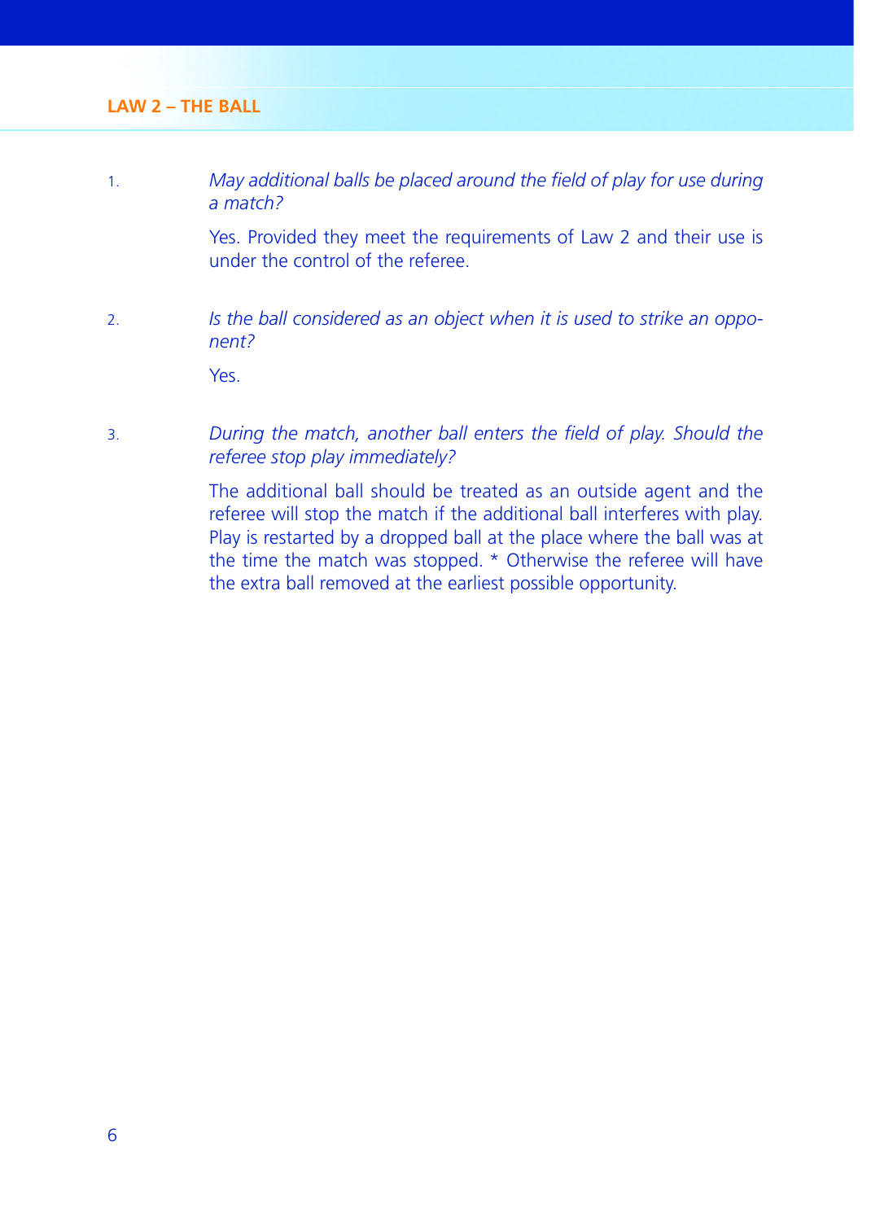## LAW 2 – THE BALL

1. *May additional balls be placed around the field of play for use during a match?*

   Yes. Provided they meet the requirements of Law 2 and their use is under the control of the referee.

2. *Is the ball considered as an object when it is used to strike an opponent?*

   Yes.

3. *During the match, another ball enters the field of play. Should the referee stop play immediately?*

   The additional ball should be treated as an outside agent and the referee will stop the match if the additional ball interferes with play. Play is restarted by a dropped ball at the place where the ball was at the time the match was stopped. * Otherwise the referee will have the extra ball removed at the earliest possible opportunity.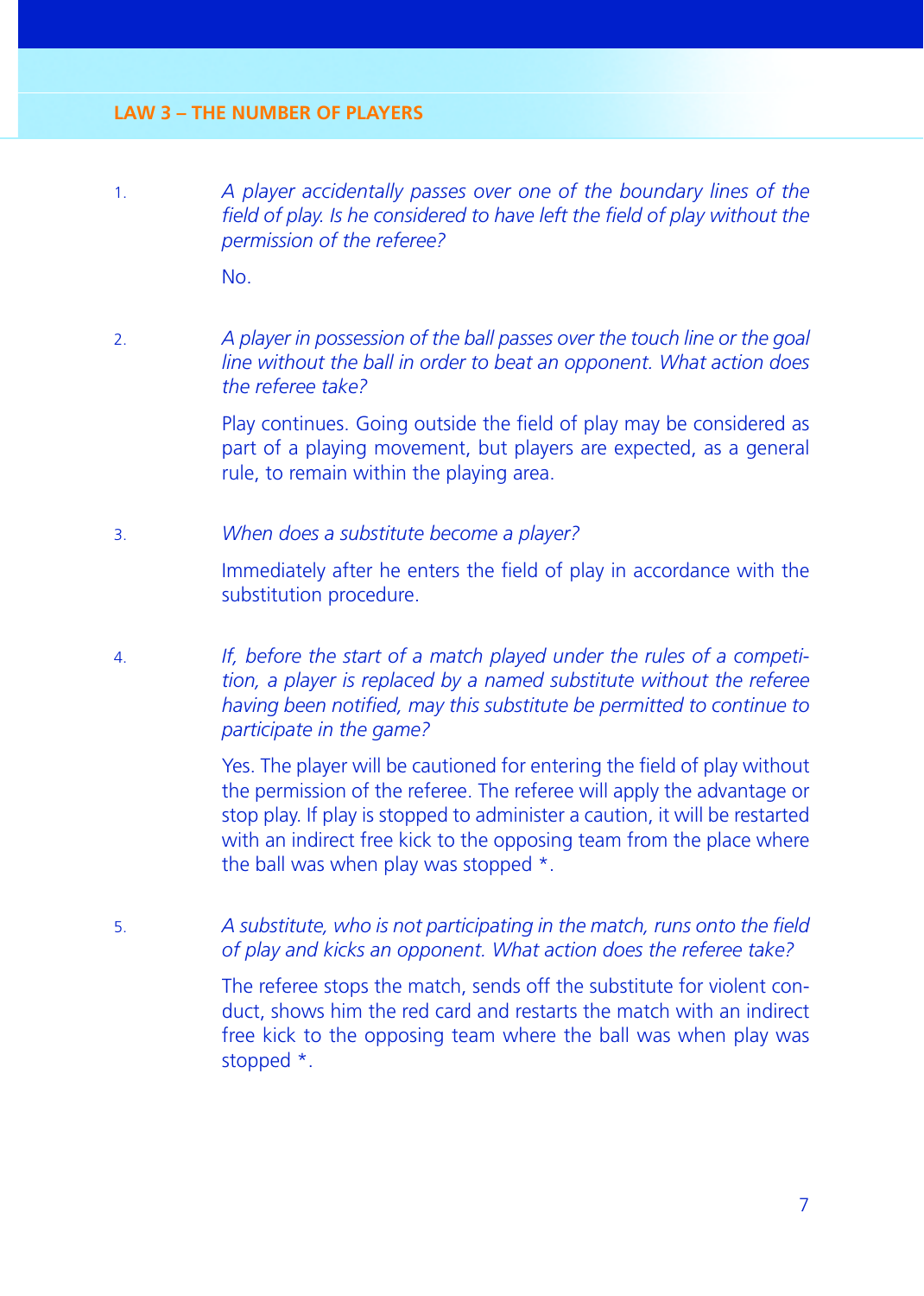## LAW 3 – THE NUMBER OF PLAYERS

1. *A player accidentally passes over one of the boundary lines of the field of play. Is he considered to have left the field of play without the permission of the referee?*

   No.

2. *A player in possession of the ball passes over the touch line or the goal line without the ball in order to beat an opponent. What action does the referee take?*

   Play continues. Going outside the field of play may be considered as part of a playing movement, but players are expected, as a general rule, to remain within the playing area.

3. *When does a substitute become a player?*

   Immediately after he enters the field of play in accordance with the substitution procedure.

4. *If, before the start of a match played under the rules of a competition, a player is replaced by a named substitute without the referee having been notified, may this substitute be permitted to continue to participate in the game?*

   Yes. The player will be cautioned for entering the field of play without the permission of the referee. The referee will apply the advantage or stop play. If play is stopped to administer a caution, it will be restarted with an indirect free kick to the opposing team from the place where the ball was when play was stopped *.

5. *A substitute, who is not participating in the match, runs onto the field of play and kicks an opponent. What action does the referee take?*

   The referee stops the match, sends off the substitute for violent conduct, shows him the red card and restarts the match with an indirect free kick to the opposing team where the ball was when play was stopped *.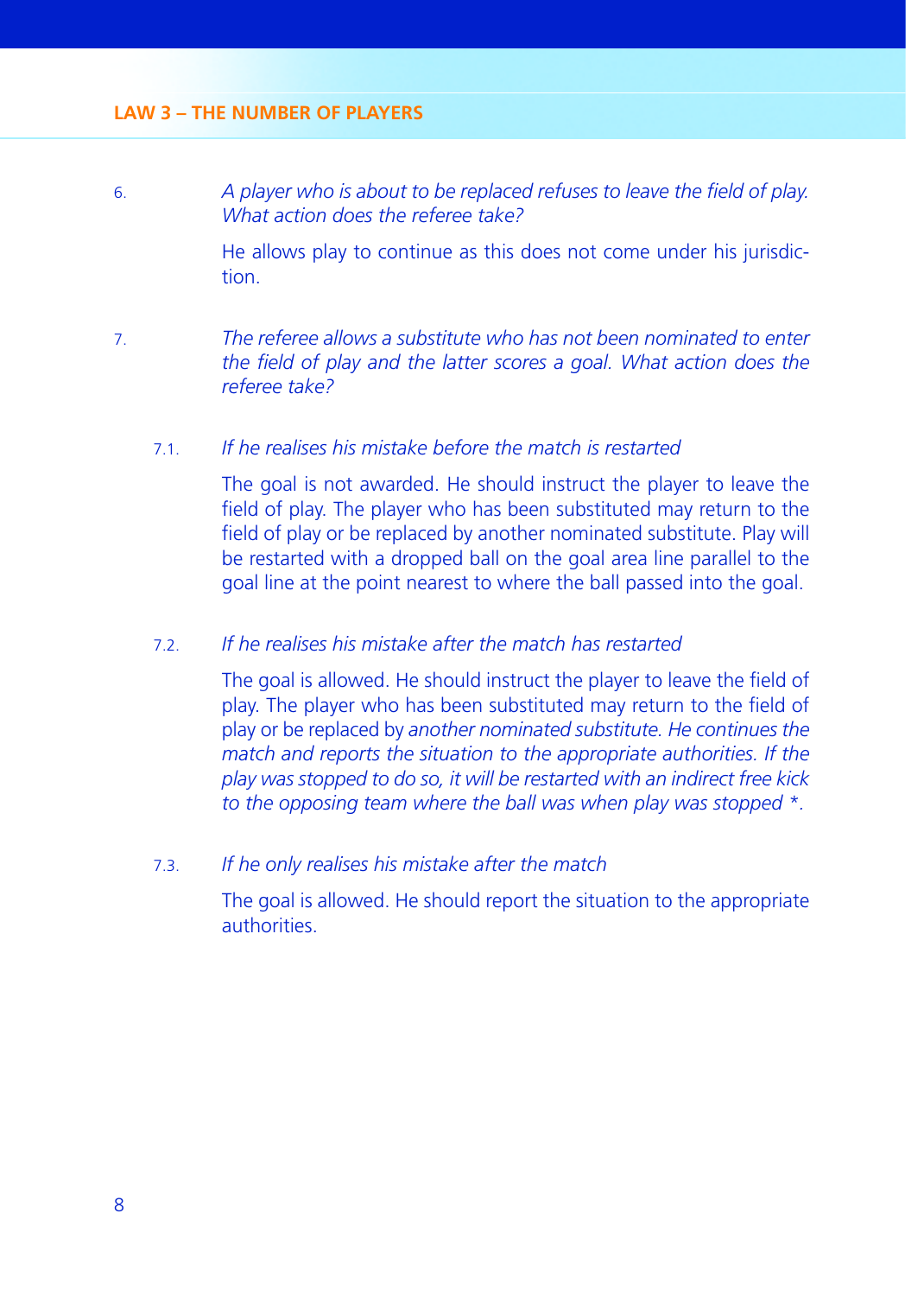6. *A player who is about to be replaced refuses to leave the field of play. What action does the referee take?*

   He allows play to continue as this does not come under his jurisdiction.

7. *The referee allows a substitute who has not been nominated to enter the field of play and the latter scores a goal. What action does the referee take?*

   7.1. *If he realises his mistake before the match is restarted*

   The goal is not awarded. He should instruct the player to leave the field of play. The player who has been substituted may return to the field of play or be replaced by another nominated substitute. Play will be restarted with a dropped ball on the goal area line parallel to the goal line at the point nearest to where the ball passed into the goal.

   7.2. *If he realises his mistake after the match has restarted*

   The goal is allowed. He should instruct the player to leave the field of play. The player who has been substituted may return to the field of play or be replaced by *another nominated substitute. He continues the match and reports the situation to the appropriate authorities. If the play was stopped to do so, it will be restarted with an indirect free kick to the opposing team where the ball was when play was stopped \*.*

   7.3. *If he only realises his mistake after the match*

   The goal is allowed. He should report the situation to the appropriate authorities.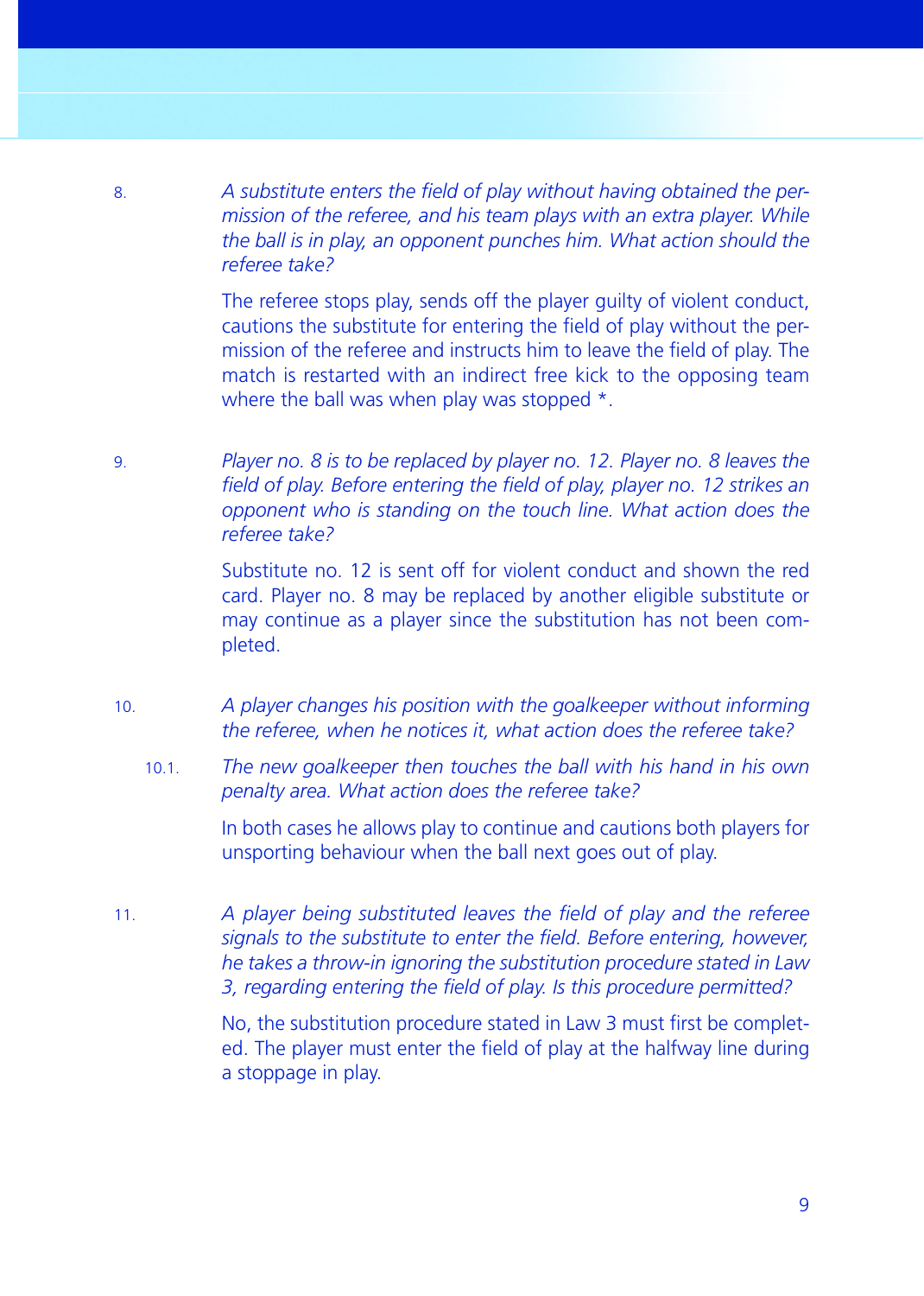8. *A substitute enters the field of play without having obtained the permission of the referee, and his team plays with an extra player. While the ball is in play, an opponent punches him. What action should the referee take?*

   The referee stops play, sends off the player guilty of violent conduct, cautions the substitute for entering the field of play without the permission of the referee and instructs him to leave the field of play. The match is restarted with an indirect free kick to the opposing team where the ball was when play was stopped *.

9. *Player no. 8 is to be replaced by player no. 12. Player no. 8 leaves the field of play. Before entering the field of play, player no. 12 strikes an opponent who is standing on the touch line. What action does the referee take?*

   Substitute no. 12 is sent off for violent conduct and shown the red card. Player no. 8 may be replaced by another eligible substitute or may continue as a player since the substitution has not been completed.

10. *A player changes his position with the goalkeeper without informing the referee, when he notices it, what action does the referee take?*

   10.1. *The new goalkeeper then touches the ball with his hand in his own penalty area. What action does the referee take?*

   In both cases he allows play to continue and cautions both players for unsporting behaviour when the ball next goes out of play.

11. *A player being substituted leaves the field of play and the referee signals to the substitute to enter the field. Before entering, however, he takes a throw-in ignoring the substitution procedure stated in Law 3, regarding entering the field of play. Is this procedure permitted?*

   No, the substitution procedure stated in Law 3 must first be completed. The player must enter the field of play at the halfway line during a stoppage in play.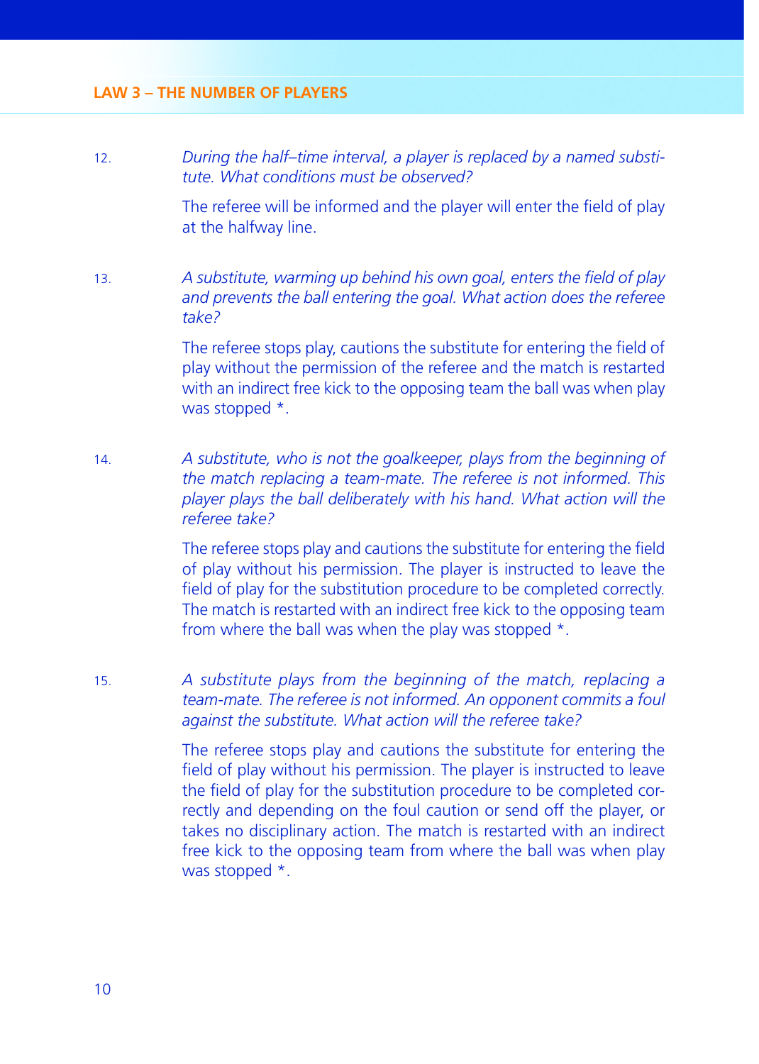12. *During the half–time interval, a player is replaced by a named substitute. What conditions must be observed?*

    The referee will be informed and the player will enter the field of play at the halfway line.

13. *A substitute, warming up behind his own goal, enters the field of play and prevents the ball entering the goal. What action does the referee take?*

    The referee stops play, cautions the substitute for entering the field of play without the permission of the referee and the match is restarted with an indirect free kick to the opposing team the ball was when play was stopped *.

14. *A substitute, who is not the goalkeeper, plays from the beginning of the match replacing a team-mate. The referee is not informed. This player plays the ball deliberately with his hand. What action will the referee take?*

    The referee stops play and cautions the substitute for entering the field of play without his permission. The player is instructed to leave the field of play for the substitution procedure to be completed correctly. The match is restarted with an indirect free kick to the opposing team from where the ball was when the play was stopped *.

15. *A substitute plays from the beginning of the match, replacing a team-mate. The referee is not informed. An opponent commits a foul against the substitute. What action will the referee take?*

    The referee stops play and cautions the substitute for entering the field of play without his permission. The player is instructed to leave the field of play for the substitution procedure to be completed correctly and depending on the foul caution or send off the player, or takes no disciplinary action. The match is restarted with an indirect free kick to the opposing team from where the ball was when play was stopped *.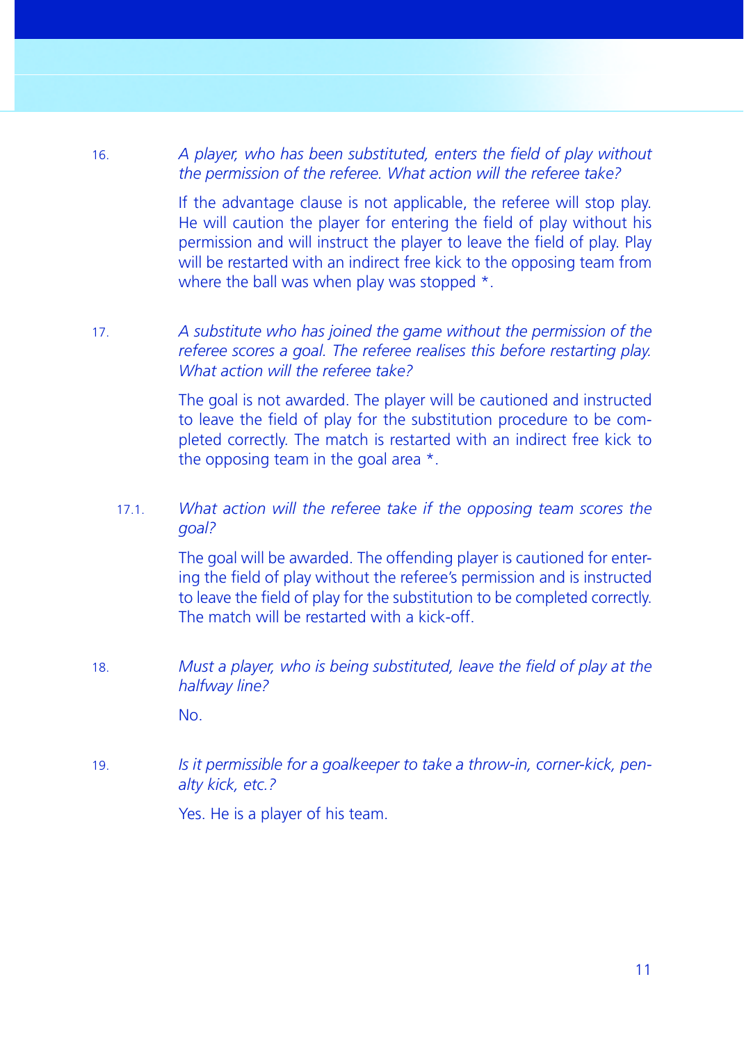16. *A player, who has been substituted, enters the field of play without the permission of the referee. What action will the referee take?*

    If the advantage clause is not applicable, the referee will stop play. He will caution the player for entering the field of play without his permission and will instruct the player to leave the field of play. Play will be restarted with an indirect free kick to the opposing team from where the ball was when play was stopped *.

17. *A substitute who has joined the game without the permission of the referee scores a goal. The referee realises this before restarting play. What action will the referee take?*

    The goal is not awarded. The player will be cautioned and instructed to leave the field of play for the substitution procedure to be completed correctly. The match is restarted with an indirect free kick to the opposing team in the goal area *.

    17.1. *What action will the referee take if the opposing team scores the goal?*

    The goal will be awarded. The offending player is cautioned for entering the field of play without the referee's permission and is instructed to leave the field of play for the substitution to be completed correctly. The match will be restarted with a kick-off.

18. *Must a player, who is being substituted, leave the field of play at the halfway line?*

    No.

19. *Is it permissible for a goalkeeper to take a throw-in, corner-kick, penalty kick, etc.?*

    Yes. He is a player of his team.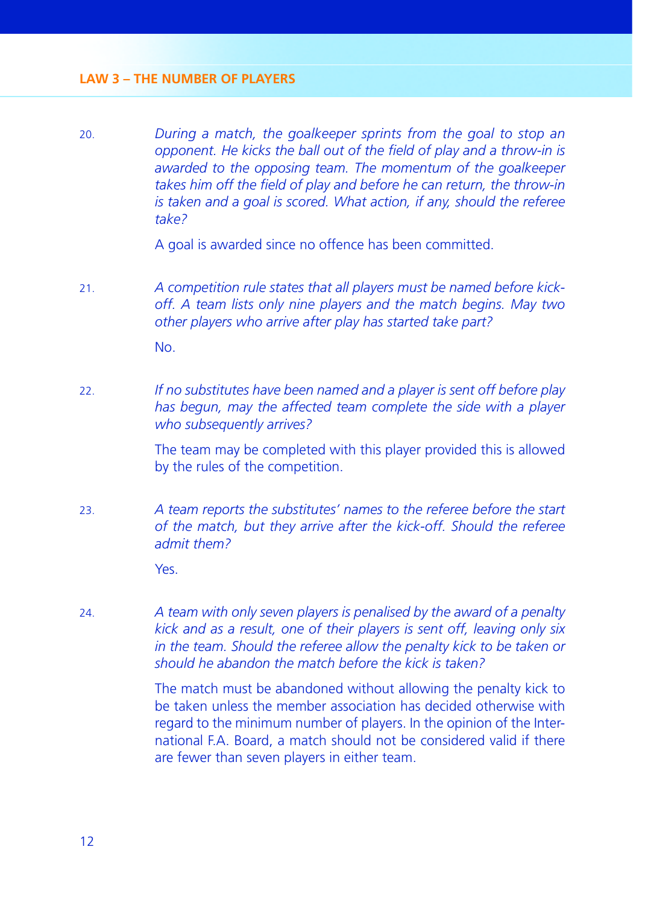20. *During a match, the goalkeeper sprints from the goal to stop an opponent. He kicks the ball out of the field of play and a throw-in is awarded to the opposing team. The momentum of the goalkeeper takes him off the field of play and before he can return, the throw-in is taken and a goal is scored. What action, if any, should the referee take?*

    A goal is awarded since no offence has been committed.

21. *A competition rule states that all players must be named before kick-off. A team lists only nine players and the match begins. May two other players who arrive after play has started take part?*

    No.

22. *If no substitutes have been named and a player is sent off before play has begun, may the affected team complete the side with a player who subsequently arrives?*

    The team may be completed with this player provided this is allowed by the rules of the competition.

23. *A team reports the substitutes' names to the referee before the start of the match, but they arrive after the kick-off. Should the referee admit them?*

    Yes.

24. *A team with only seven players is penalised by the award of a penalty kick and as a result, one of their players is sent off, leaving only six in the team. Should the referee allow the penalty kick to be taken or should he abandon the match before the kick is taken?*

    The match must be abandoned without allowing the penalty kick to be taken unless the member association has decided otherwise with regard to the minimum number of players. In the opinion of the International F.A. Board, a match should not be considered valid if there are fewer than seven players in either team.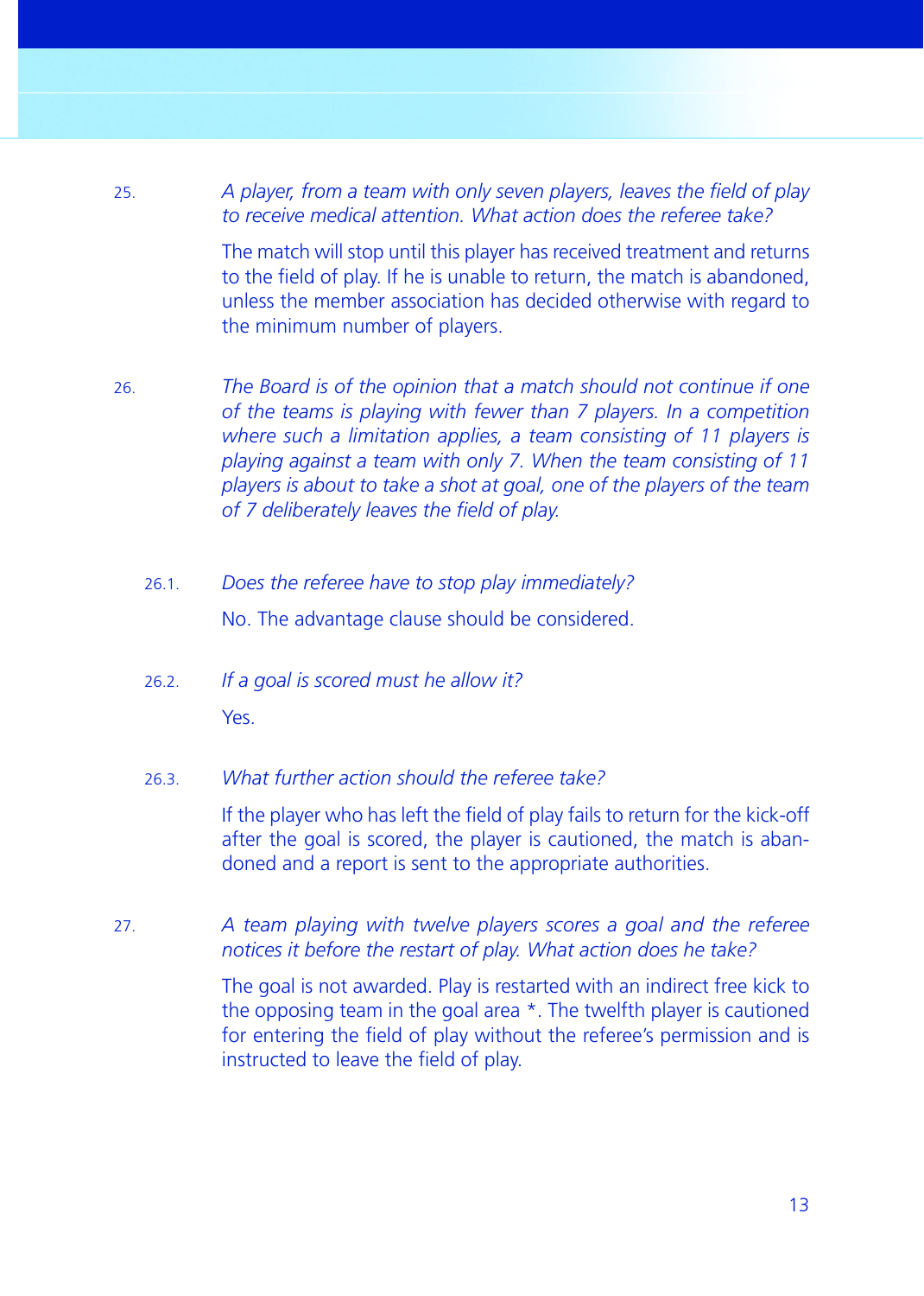25. *A player, from a team with only seven players, leaves the field of play to receive medical attention. What action does the referee take?*

    The match will stop until this player has received treatment and returns to the field of play. If he is unable to return, the match is abandoned, unless the member association has decided otherwise with regard to the minimum number of players.

26. *The Board is of the opinion that a match should not continue if one of the teams is playing with fewer than 7 players. In a competition where such a limitation applies, a team consisting of 11 players is playing against a team with only 7. When the team consisting of 11 players is about to take a shot at goal, one of the players of the team of 7 deliberately leaves the field of play.*

    26.1. *Does the referee have to stop play immediately?*

    No. The advantage clause should be considered.

    26.2. *If a goal is scored must he allow it?*

    Yes.

    26.3. *What further action should the referee take?*

    If the player who has left the field of play fails to return for the kick-off after the goal is scored, the player is cautioned, the match is abandoned and a report is sent to the appropriate authorities.

27. *A team playing with twelve players scores a goal and the referee notices it before the restart of play. What action does he take?*

    The goal is not awarded. Play is restarted with an indirect free kick to the opposing team in the goal area *. The twelfth player is cautioned for entering the field of play without the referee's permission and is instructed to leave the field of play.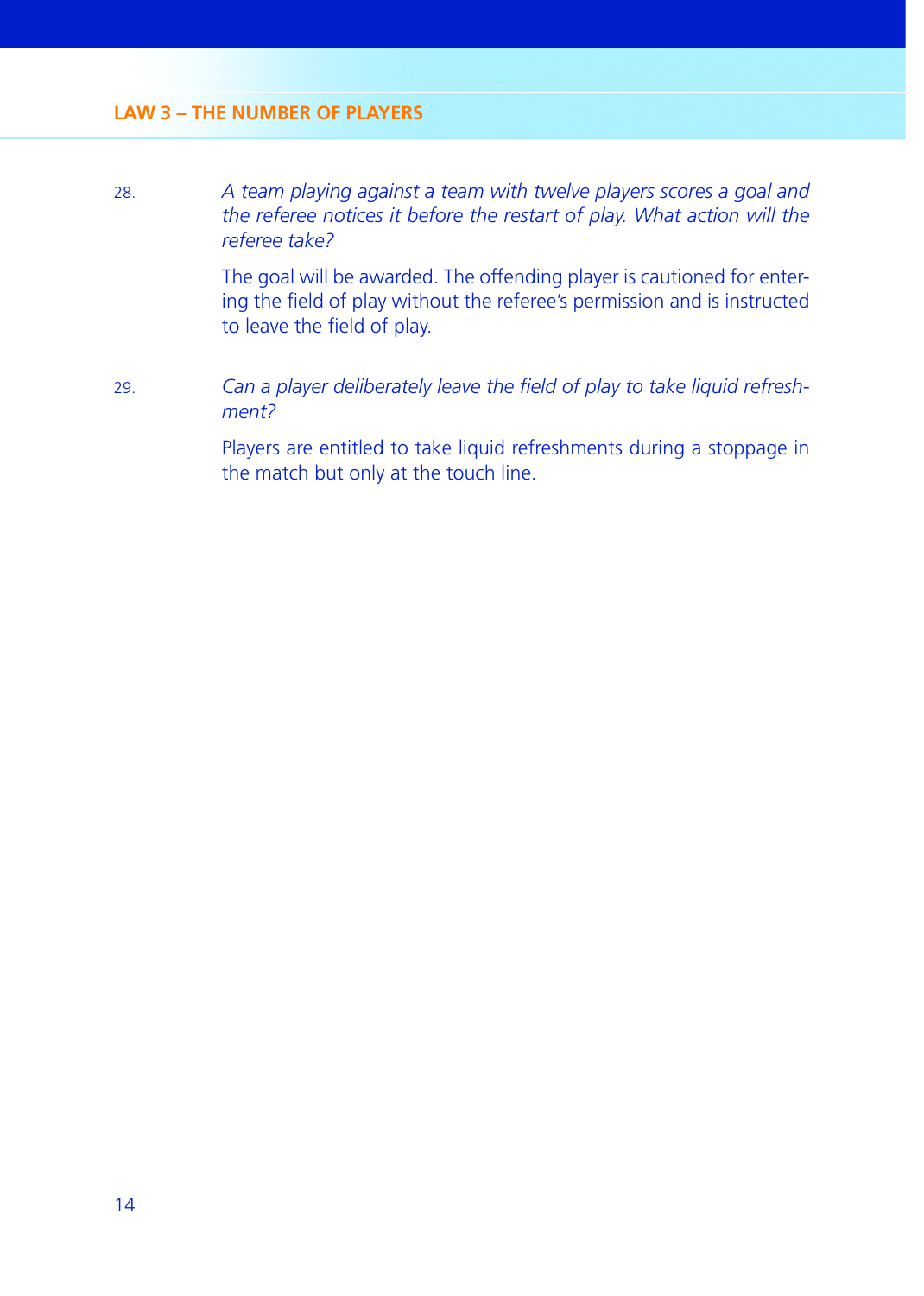28. *A team playing against a team with twelve players scores a goal and the referee notices it before the restart of play. What action will the referee take?*

    The goal will be awarded. The offending player is cautioned for entering the field of play without the referee's permission and is instructed to leave the field of play.

29. *Can a player deliberately leave the field of play to take liquid refreshment?*

    Players are entitled to take liquid refreshments during a stoppage in the match but only at the touch line.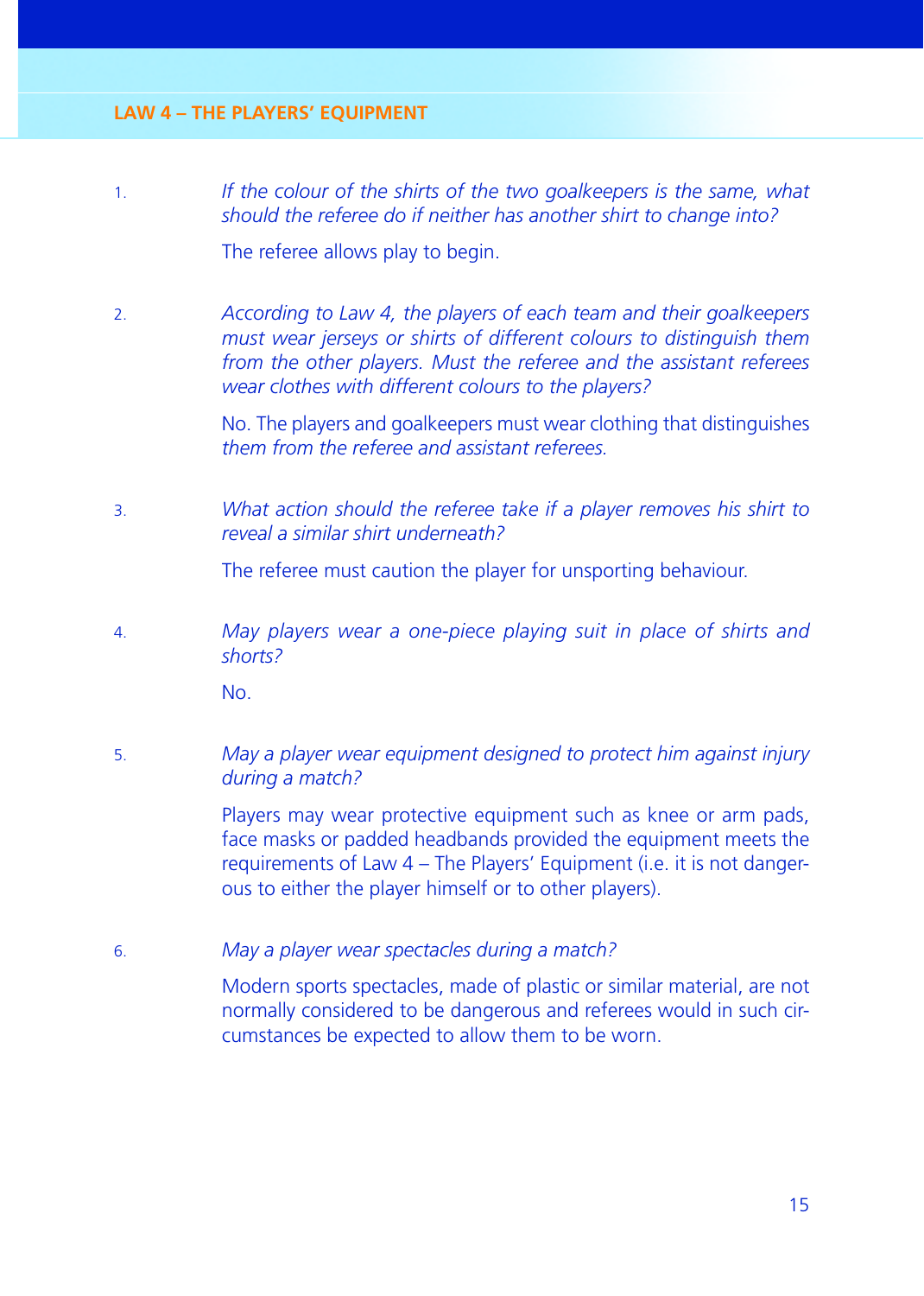## LAW 4 – THE PLAYERS' EQUIPMENT

1. *If the colour of the shirts of the two goalkeepers is the same, what should the referee do if neither has another shirt to change into?*

   The referee allows play to begin.

2. *According to Law 4, the players of each team and their goalkeepers must wear jerseys or shirts of different colours to distinguish them from the other players. Must the referee and the assistant referees wear clothes with different colours to the players?*

   No. The players and goalkeepers must wear clothing that distinguishes *them from the referee and assistant referees.*

3. *What action should the referee take if a player removes his shirt to reveal a similar shirt underneath?*

   The referee must caution the player for unsporting behaviour.

4. *May players wear a one-piece playing suit in place of shirts and shorts?*

   No.

5. *May a player wear equipment designed to protect him against injury during a match?*

   Players may wear protective equipment such as knee or arm pads, face masks or padded headbands provided the equipment meets the requirements of Law 4 – The Players' Equipment (i.e. it is not dangerous to either the player himself or to other players).

6. *May a player wear spectacles during a match?*

   Modern sports spectacles, made of plastic or similar material, are not normally considered to be dangerous and referees would in such circumstances be expected to allow them to be worn.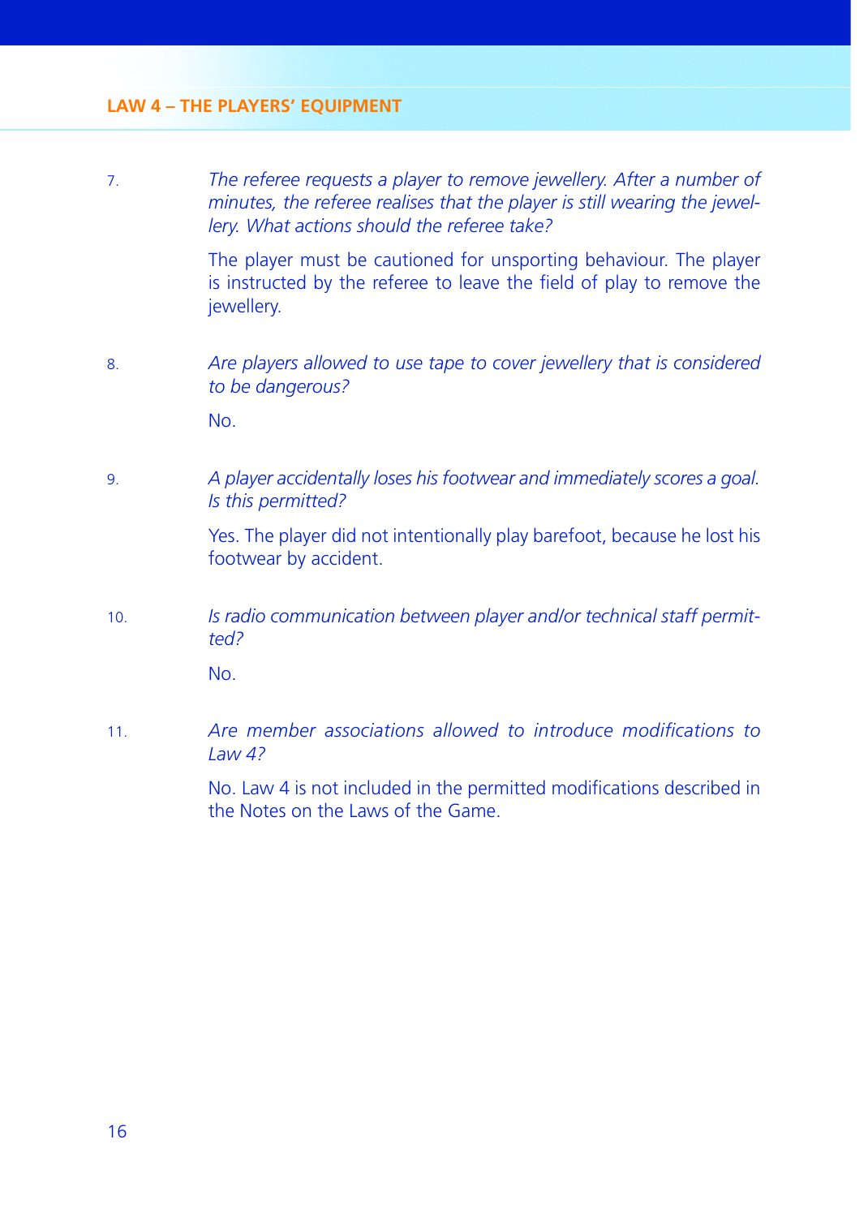7. *The referee requests a player to remove jewellery. After a number of minutes, the referee realises that the player is still wearing the jewellery. What actions should the referee take?*

   The player must be cautioned for unsporting behaviour. The player is instructed by the referee to leave the field of play to remove the jewellery.

8. *Are players allowed to use tape to cover jewellery that is considered to be dangerous?*

   No.

9. *A player accidentally loses his footwear and immediately scores a goal. Is this permitted?*

   Yes. The player did not intentionally play barefoot, because he lost his footwear by accident.

10. *Is radio communication between player and/or technical staff permitted?*

    No.

11. *Are member associations allowed to introduce modifications to Law 4?*

    No. Law 4 is not included in the permitted modifications described in the Notes on the Laws of the Game.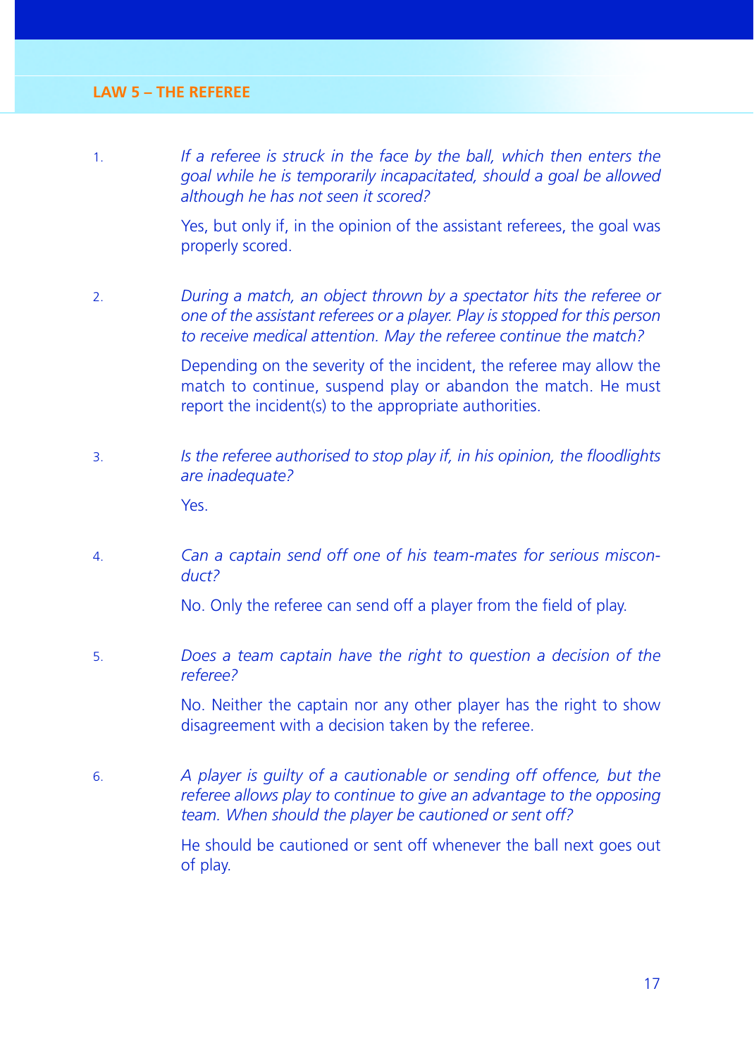## LAW 5 – THE REFEREE

1. *If a referee is struck in the face by the ball, which then enters the goal while he is temporarily incapacitated, should a goal be allowed although he has not seen it scored?*

   Yes, but only if, in the opinion of the assistant referees, the goal was properly scored.

2. *During a match, an object thrown by a spectator hits the referee or one of the assistant referees or a player. Play is stopped for this person to receive medical attention. May the referee continue the match?*

   Depending on the severity of the incident, the referee may allow the match to continue, suspend play or abandon the match. He must report the incident(s) to the appropriate authorities.

3. *Is the referee authorised to stop play if, in his opinion, the floodlights are inadequate?*

   Yes.

4. *Can a captain send off one of his team-mates for serious misconduct?*

   No. Only the referee can send off a player from the field of play.

5. *Does a team captain have the right to question a decision of the referee?*

   No. Neither the captain nor any other player has the right to show disagreement with a decision taken by the referee.

6. *A player is guilty of a cautionable or sending off offence, but the referee allows play to continue to give an advantage to the opposing team. When should the player be cautioned or sent off?*

   He should be cautioned or sent off whenever the ball next goes out of play.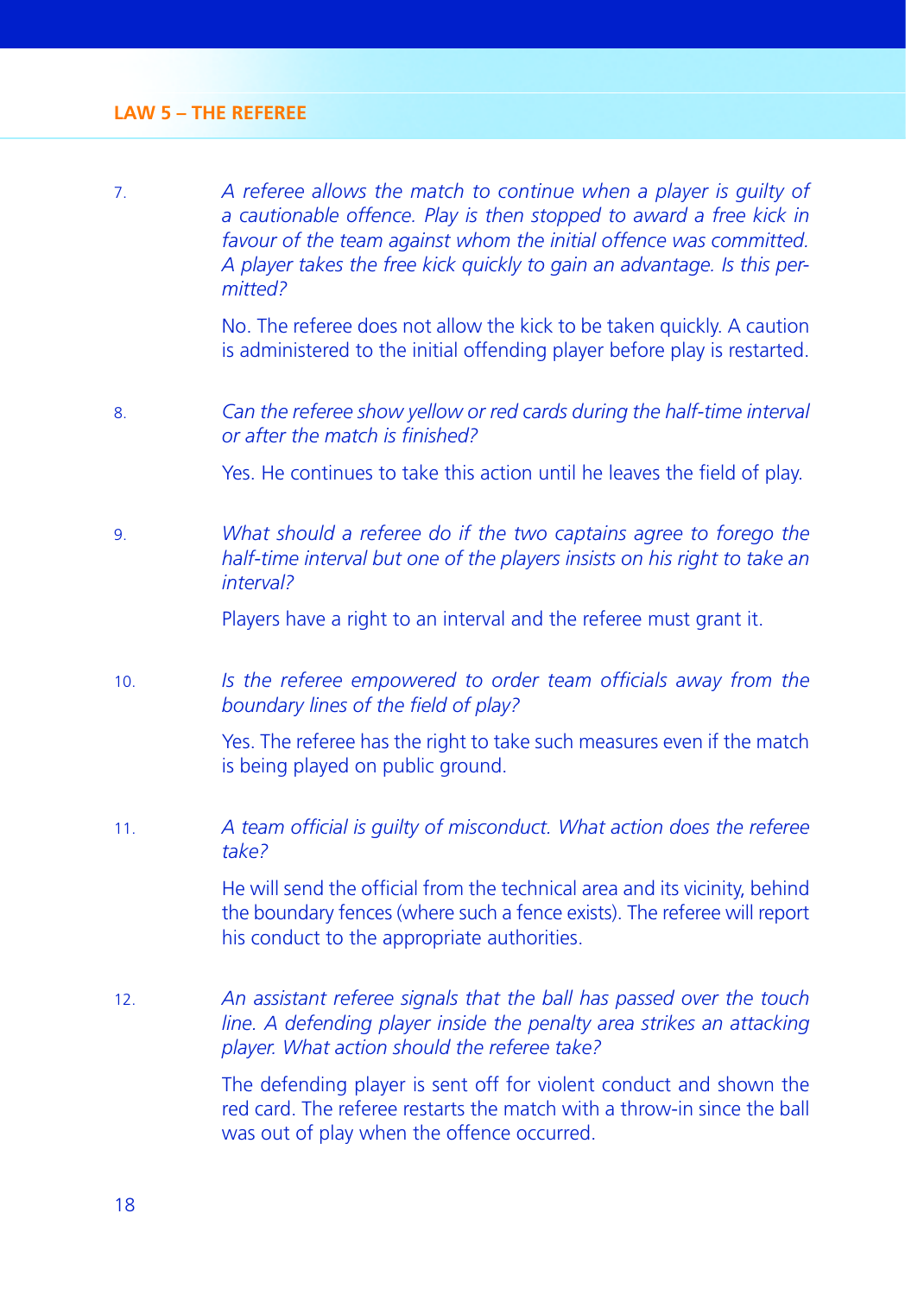7. *A referee allows the match to continue when a player is guilty of a cautionable offence. Play is then stopped to award a free kick in favour of the team against whom the initial offence was committed. A player takes the free kick quickly to gain an advantage. Is this permitted?*

   No. The referee does not allow the kick to be taken quickly. A caution is administered to the initial offending player before play is restarted.

8. *Can the referee show yellow or red cards during the half-time interval or after the match is finished?*

   Yes. He continues to take this action until he leaves the field of play.

9. *What should a referee do if the two captains agree to forego the half-time interval but one of the players insists on his right to take an interval?*

   Players have a right to an interval and the referee must grant it.

10. *Is the referee empowered to order team officials away from the boundary lines of the field of play?*

    Yes. The referee has the right to take such measures even if the match is being played on public ground.

11. *A team official is guilty of misconduct. What action does the referee take?*

    He will send the official from the technical area and its vicinity, behind the boundary fences (where such a fence exists). The referee will report his conduct to the appropriate authorities.

12. *An assistant referee signals that the ball has passed over the touch line. A defending player inside the penalty area strikes an attacking player. What action should the referee take?*

    The defending player is sent off for violent conduct and shown the red card. The referee restarts the match with a throw-in since the ball was out of play when the offence occurred.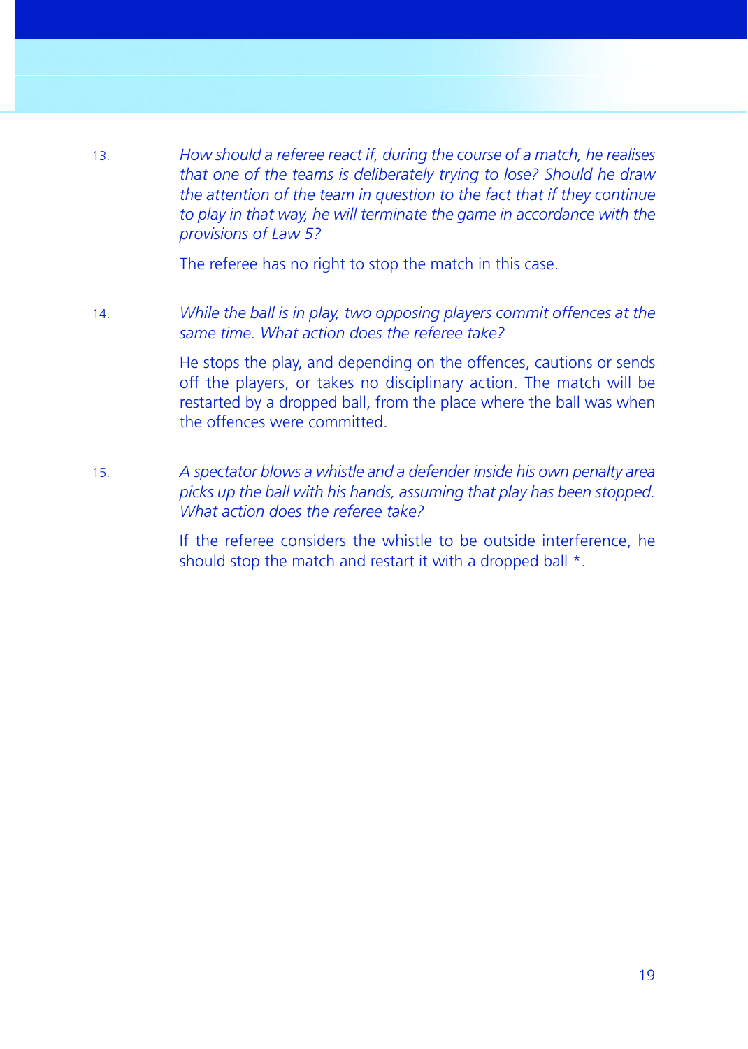13. *How should a referee react if, during the course of a match, he realises that one of the teams is deliberately trying to lose? Should he draw the attention of the team in question to the fact that if they continue to play in that way, he will terminate the game in accordance with the provisions of Law 5?*

    The referee has no right to stop the match in this case.

14. *While the ball is in play, two opposing players commit offences at the same time. What action does the referee take?*

    He stops the play, and depending on the offences, cautions or sends off the players, or takes no disciplinary action. The match will be restarted by a dropped ball, from the place where the ball was when the offences were committed.

15. *A spectator blows a whistle and a defender inside his own penalty area picks up the ball with his hands, assuming that play has been stopped. What action does the referee take?*

    If the referee considers the whistle to be outside interference, he should stop the match and restart it with a dropped ball *.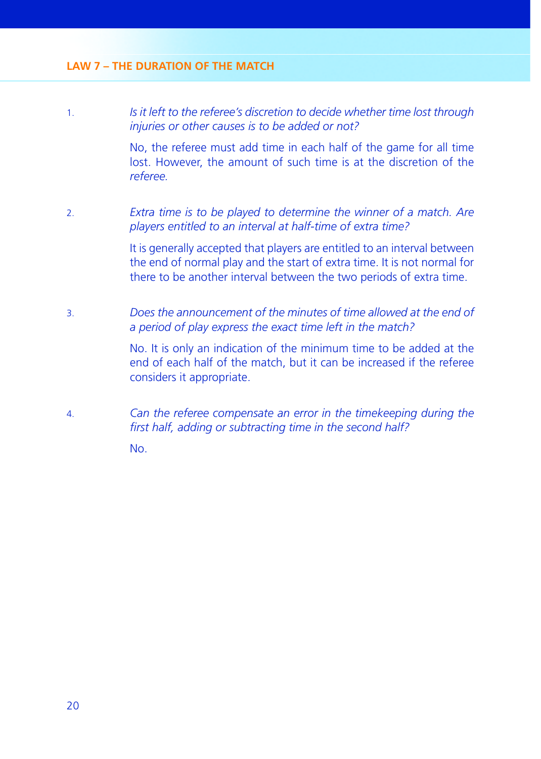## LAW 7 – THE DURATION OF THE MATCH

1. *Is it left to the referee's discretion to decide whether time lost through injuries or other causes is to be added or not?*

   No, the referee must add time in each half of the game for all time lost. However, the amount of such time is at the discretion of the *referee.*

2. *Extra time is to be played to determine the winner of a match. Are players entitled to an interval at half-time of extra time?*

   It is generally accepted that players are entitled to an interval between the end of normal play and the start of extra time. It is not normal for there to be another interval between the two periods of extra time.

3. *Does the announcement of the minutes of time allowed at the end of a period of play express the exact time left in the match?*

   No. It is only an indication of the minimum time to be added at the end of each half of the match, but it can be increased if the referee considers it appropriate.

4. *Can the referee compensate an error in the timekeeping during the first half, adding or subtracting time in the second half?*

   No.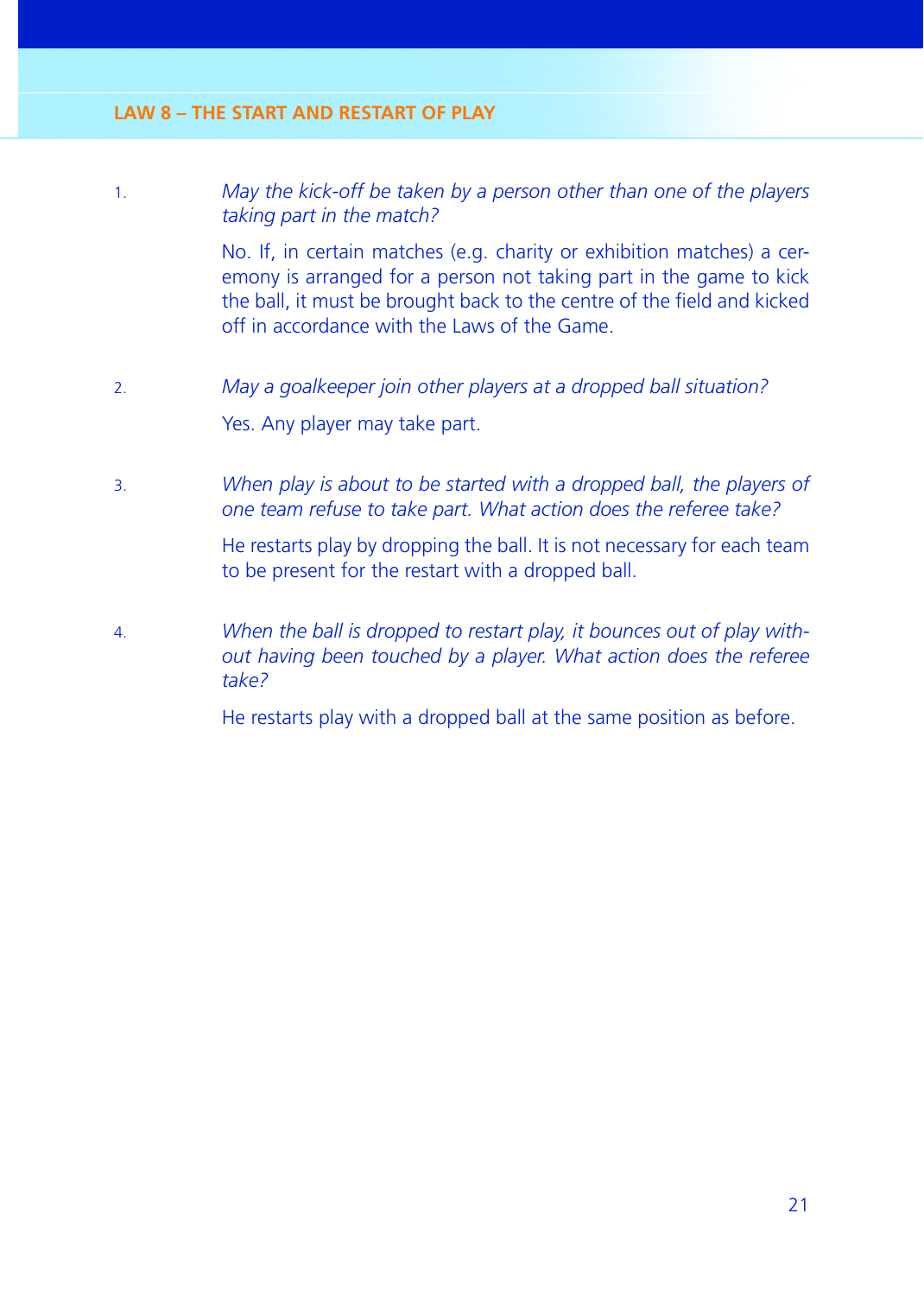## LAW 8 – THE START AND RESTART OF PLAY

1. *May the kick-off be taken by a person other than one of the players taking part in the match?*

   No. If, in certain matches (e.g. charity or exhibition matches) a ceremony is arranged for a person not taking part in the game to kick the ball, it must be brought back to the centre of the field and kicked off in accordance with the Laws of the Game.

2. *May a goalkeeper join other players at a dropped ball situation?*

   Yes. Any player may take part.

3. *When play is about to be started with a dropped ball, the players of one team refuse to take part. What action does the referee take?*

   He restarts play by dropping the ball. It is not necessary for each team to be present for the restart with a dropped ball.

4. *When the ball is dropped to restart play, it bounces out of play without having been touched by a player. What action does the referee take?*

   He restarts play with a dropped ball at the same position as before.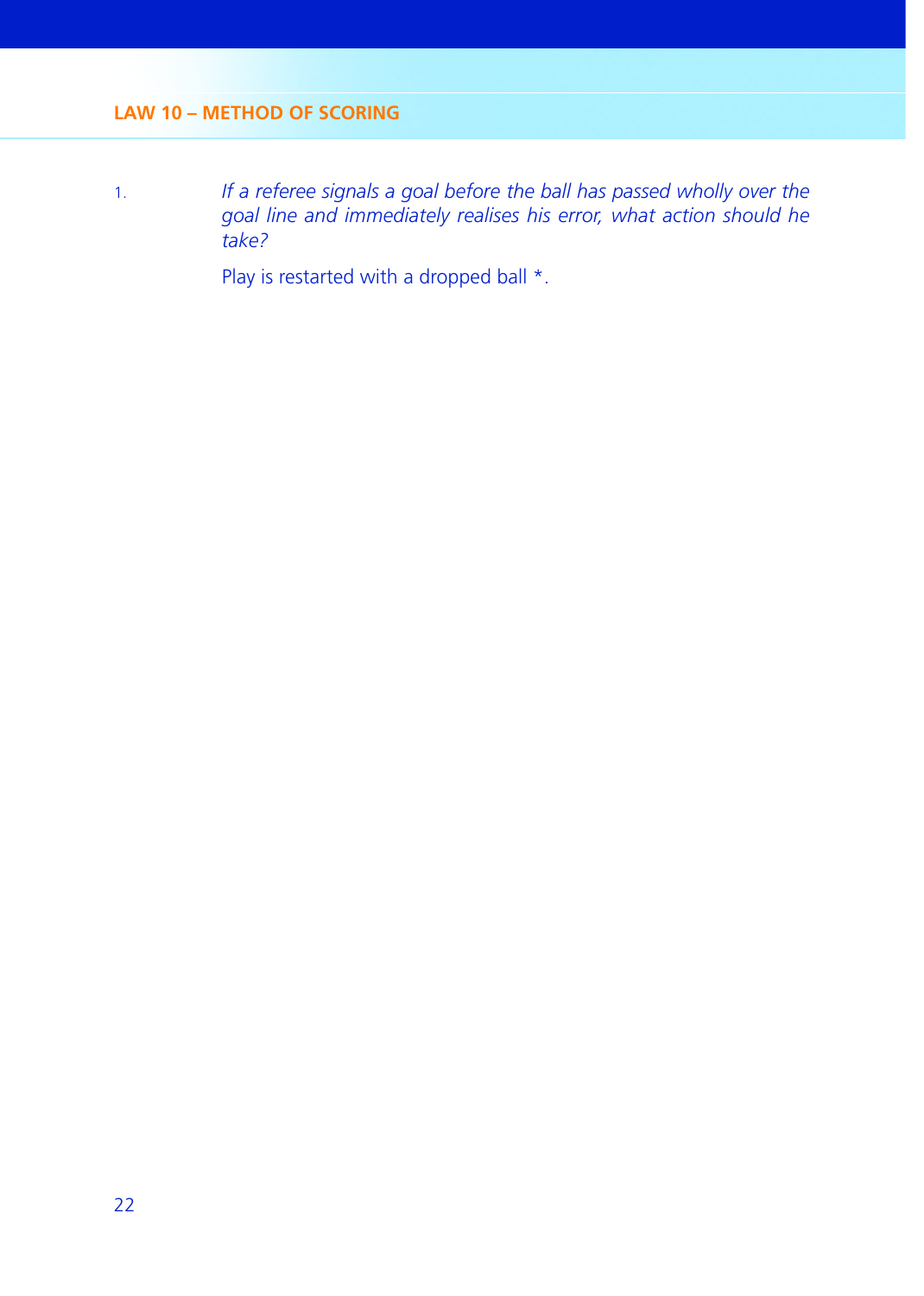## LAW 10 – METHOD OF SCORING

1. *If a referee signals a goal before the ball has passed wholly over the goal line and immediately realises his error, what action should he take?*

   Play is restarted with a dropped ball *.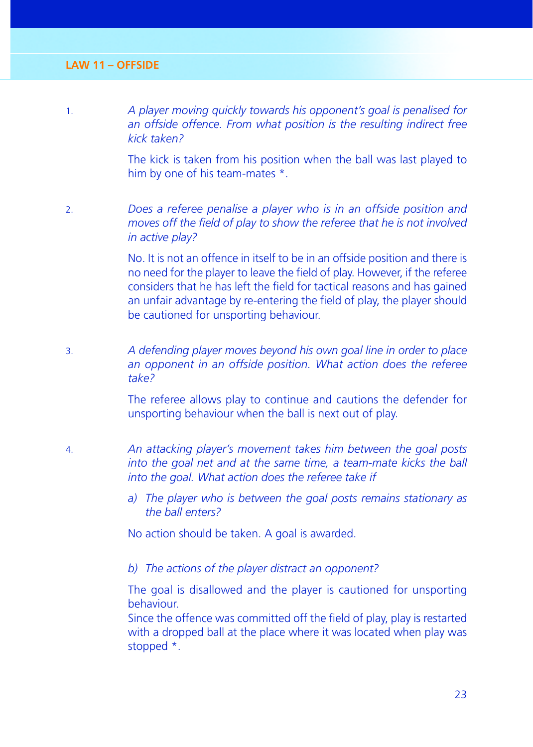## LAW 11 – OFFSIDE

1. *A player moving quickly towards his opponent's goal is penalised for an offside offence. From what position is the resulting indirect free kick taken?*

   The kick is taken from his position when the ball was last played to him by one of his team-mates *.

2. *Does a referee penalise a player who is in an offside position and moves off the field of play to show the referee that he is not involved in active play?*

   No. It is not an offence in itself to be in an offside position and there is no need for the player to leave the field of play. However, if the referee considers that he has left the field for tactical reasons and has gained an unfair advantage by re-entering the field of play, the player should be cautioned for unsporting behaviour.

3. *A defending player moves beyond his own goal line in order to place an opponent in an offside position. What action does the referee take?*

   The referee allows play to continue and cautions the defender for unsporting behaviour when the ball is next out of play.

4. *An attacking player's movement takes him between the goal posts into the goal net and at the same time, a team-mate kicks the ball into the goal. What action does the referee take if*

   *a) The player who is between the goal posts remains stationary as the ball enters?*

   No action should be taken. A goal is awarded.

   *b) The actions of the player distract an opponent?*

   The goal is disallowed and the player is cautioned for unsporting behaviour.
   Since the offence was committed off the field of play, play is restarted with a dropped ball at the place where it was located when play was stopped *.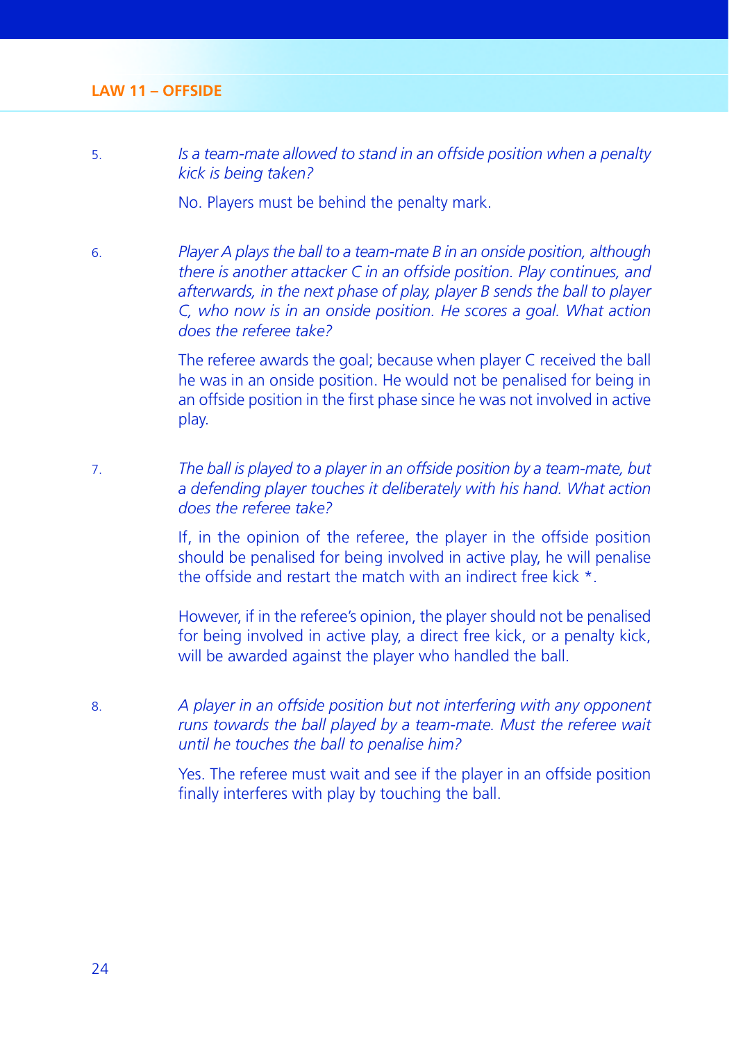5. *Is a team-mate allowed to stand in an offside position when a penalty kick is being taken?*

   No. Players must be behind the penalty mark.

6. *Player A plays the ball to a team-mate B in an onside position, although there is another attacker C in an offside position. Play continues, and afterwards, in the next phase of play, player B sends the ball to player C, who now is in an onside position. He scores a goal. What action does the referee take?*

   The referee awards the goal; because when player C received the ball he was in an onside position. He would not be penalised for being in an offside position in the first phase since he was not involved in active play.

7. *The ball is played to a player in an offside position by a team-mate, but a defending player touches it deliberately with his hand. What action does the referee take?*

   If, in the opinion of the referee, the player in the offside position should be penalised for being involved in active play, he will penalise the offside and restart the match with an indirect free kick *.

   However, if in the referee's opinion, the player should not be penalised for being involved in active play, a direct free kick, or a penalty kick, will be awarded against the player who handled the ball.

8. *A player in an offside position but not interfering with any opponent runs towards the ball played by a team-mate. Must the referee wait until he touches the ball to penalise him?*

   Yes. The referee must wait and see if the player in an offside position finally interferes with play by touching the ball.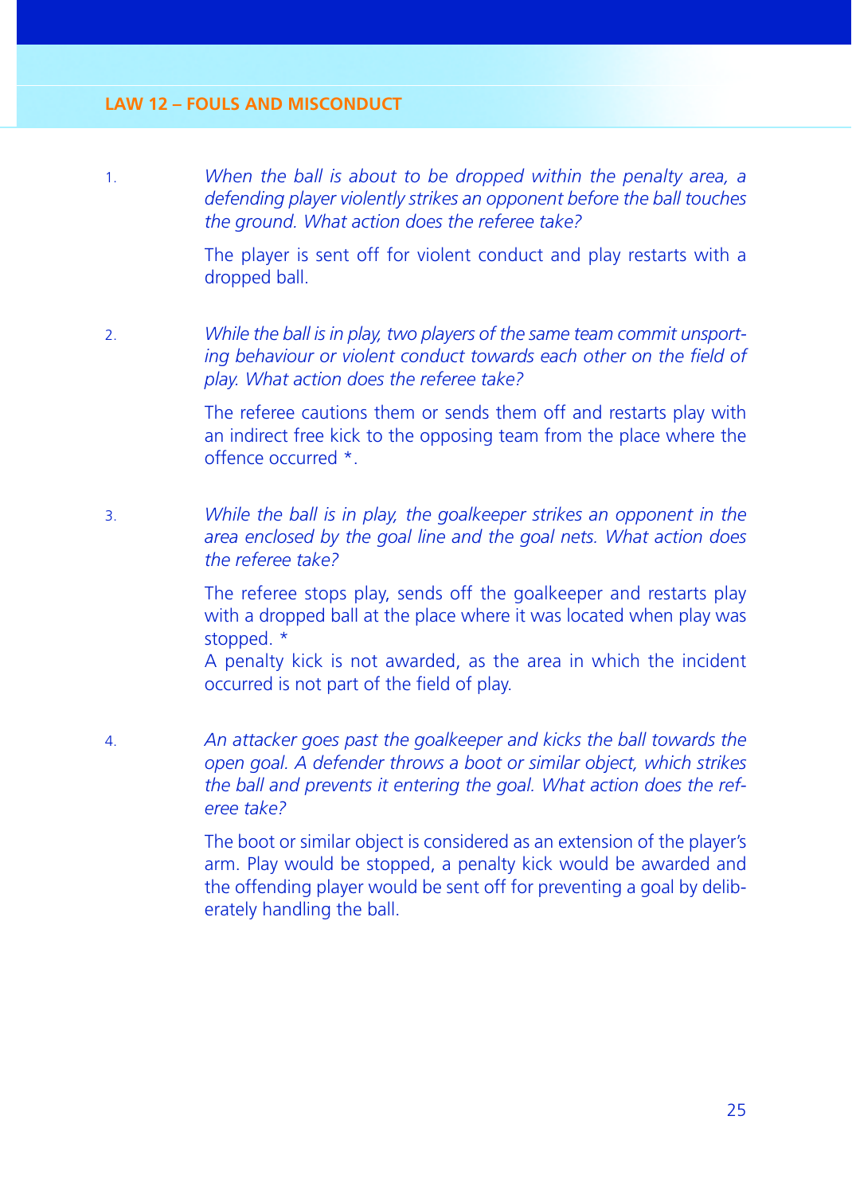1. *When the ball is about to be dropped within the penalty area, a defending player violently strikes an opponent before the ball touches the ground. What action does the referee take?*

   The player is sent off for violent conduct and play restarts with a dropped ball.

2. *While the ball is in play, two players of the same team commit unsporting behaviour or violent conduct towards each other on the field of play. What action does the referee take?*

   The referee cautions them or sends them off and restarts play with an indirect free kick to the opposing team from the place where the offence occurred *.

3. *While the ball is in play, the goalkeeper strikes an opponent in the area enclosed by the goal line and the goal nets. What action does the referee take?*

   The referee stops play, sends off the goalkeeper and restarts play with a dropped ball at the place where it was located when play was stopped. *
   A penalty kick is not awarded, as the area in which the incident occurred is not part of the field of play.

4. *An attacker goes past the goalkeeper and kicks the ball towards the open goal. A defender throws a boot or similar object, which strikes the ball and prevents it entering the goal. What action does the referee take?*

   The boot or similar object is considered as an extension of the player's arm. Play would be stopped, a penalty kick would be awarded and the offending player would be sent off for preventing a goal by deliberately handling the ball.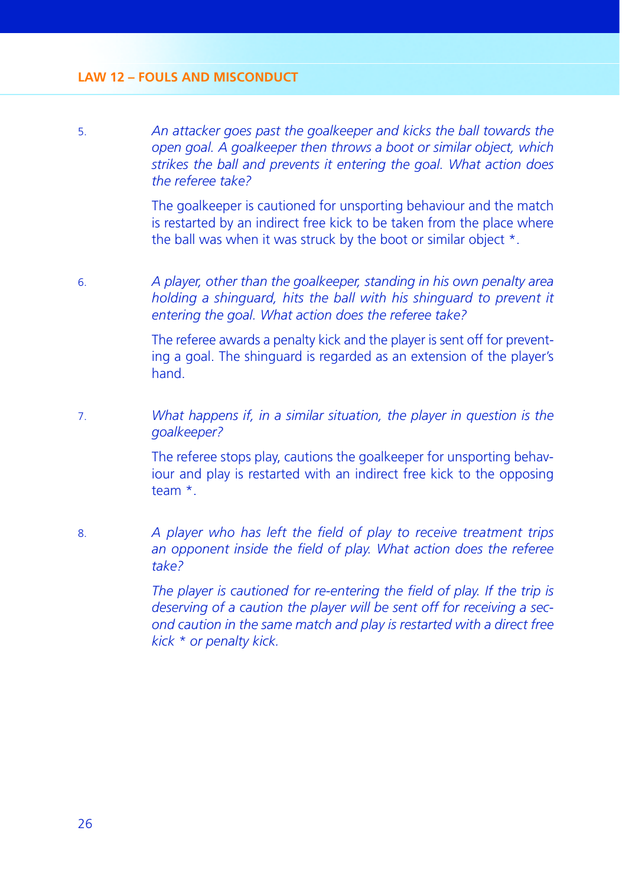5. *An attacker goes past the goalkeeper and kicks the ball towards the open goal. A goalkeeper then throws a boot or similar object, which strikes the ball and prevents it entering the goal. What action does the referee take?*

   The goalkeeper is cautioned for unsporting behaviour and the match is restarted by an indirect free kick to be taken from the place where the ball was when it was struck by the boot or similar object *.

6. *A player, other than the goalkeeper, standing in his own penalty area holding a shinguard, hits the ball with his shinguard to prevent it entering the goal. What action does the referee take?*

   The referee awards a penalty kick and the player is sent off for preventing a goal. The shinguard is regarded as an extension of the player's hand.

7. *What happens if, in a similar situation, the player in question is the goalkeeper?*

   The referee stops play, cautions the goalkeeper for unsporting behaviour and play is restarted with an indirect free kick to the opposing team *.

8. *A player who has left the field of play to receive treatment trips an opponent inside the field of play. What action does the referee take?*

   *The player is cautioned for re-entering the field of play. If the trip is deserving of a caution the player will be sent off for receiving a second caution in the same match and play is restarted with a direct free kick * or penalty kick.*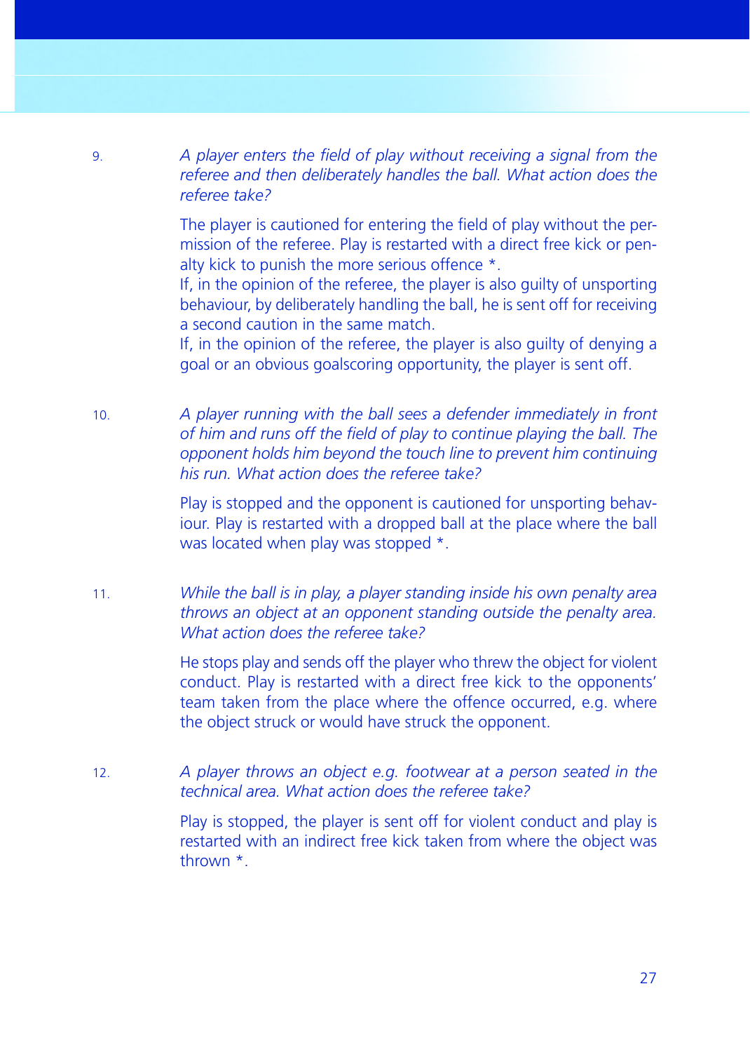9. *A player enters the field of play without receiving a signal from the referee and then deliberately handles the ball. What action does the referee take?*

   The player is cautioned for entering the field of play without the permission of the referee. Play is restarted with a direct free kick or penalty kick to punish the more serious offence *.
   If, in the opinion of the referee, the player is also guilty of unsporting behaviour, by deliberately handling the ball, he is sent off for receiving a second caution in the same match.
   If, in the opinion of the referee, the player is also guilty of denying a goal or an obvious goalscoring opportunity, the player is sent off.

10. *A player running with the ball sees a defender immediately in front of him and runs off the field of play to continue playing the ball. The opponent holds him beyond the touch line to prevent him continuing his run. What action does the referee take?*

    Play is stopped and the opponent is cautioned for unsporting behaviour. Play is restarted with a dropped ball at the place where the ball was located when play was stopped *.

11. *While the ball is in play, a player standing inside his own penalty area throws an object at an opponent standing outside the penalty area. What action does the referee take?*

    He stops play and sends off the player who threw the object for violent conduct. Play is restarted with a direct free kick to the opponents' team taken from the place where the offence occurred, e.g. where the object struck or would have struck the opponent.

12. *A player throws an object e.g. footwear at a person seated in the technical area. What action does the referee take?*

    Play is stopped, the player is sent off for violent conduct and play is restarted with an indirect free kick taken from where the object was thrown *.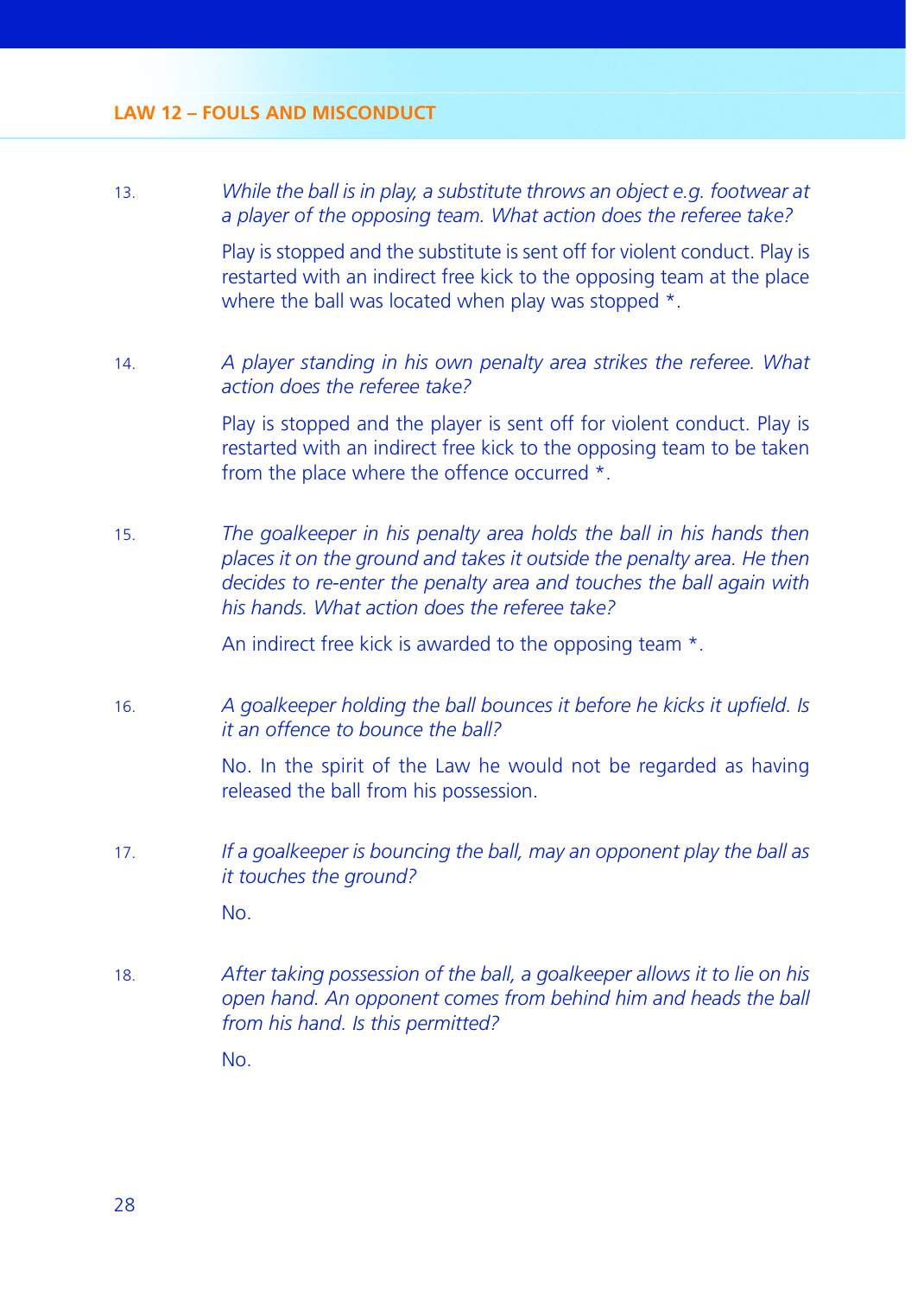13. *While the ball is in play, a substitute throws an object e.g. footwear at a player of the opposing team. What action does the referee take?*

    Play is stopped and the substitute is sent off for violent conduct. Play is restarted with an indirect free kick to the opposing team at the place where the ball was located when play was stopped *.

14. *A player standing in his own penalty area strikes the referee. What action does the referee take?*

    Play is stopped and the player is sent off for violent conduct. Play is restarted with an indirect free kick to the opposing team to be taken from the place where the offence occurred *.

15. *The goalkeeper in his penalty area holds the ball in his hands then places it on the ground and takes it outside the penalty area. He then decides to re-enter the penalty area and touches the ball again with his hands. What action does the referee take?*

    An indirect free kick is awarded to the opposing team *.

16. *A goalkeeper holding the ball bounces it before he kicks it upfield. Is it an offence to bounce the ball?*

    No. In the spirit of the Law he would not be regarded as having released the ball from his possession.

17. *If a goalkeeper is bouncing the ball, may an opponent play the ball as it touches the ground?*

    No.

18. *After taking possession of the ball, a goalkeeper allows it to lie on his open hand. An opponent comes from behind him and heads the ball from his hand. Is this permitted?*

    No.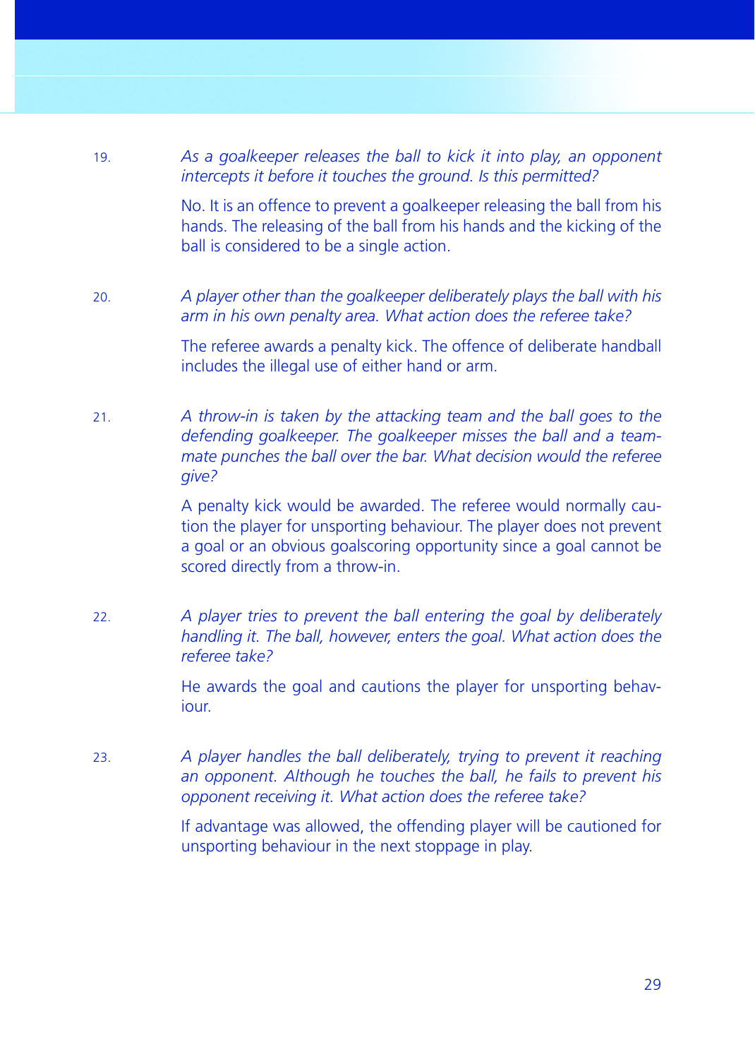19. *As a goalkeeper releases the ball to kick it into play, an opponent intercepts it before it touches the ground. Is this permitted?*

    No. It is an offence to prevent a goalkeeper releasing the ball from his hands. The releasing of the ball from his hands and the kicking of the ball is considered to be a single action.

20. *A player other than the goalkeeper deliberately plays the ball with his arm in his own penalty area. What action does the referee take?*

    The referee awards a penalty kick. The offence of deliberate handball includes the illegal use of either hand or arm.

21. *A throw-in is taken by the attacking team and the ball goes to the defending goalkeeper. The goalkeeper misses the ball and a team-mate punches the ball over the bar. What decision would the referee give?*

    A penalty kick would be awarded. The referee would normally caution the player for unsporting behaviour. The player does not prevent a goal or an obvious goalscoring opportunity since a goal cannot be scored directly from a throw-in.

22. *A player tries to prevent the ball entering the goal by deliberately handling it. The ball, however, enters the goal. What action does the referee take?*

    He awards the goal and cautions the player for unsporting behaviour.

23. *A player handles the ball deliberately, trying to prevent it reaching an opponent. Although he touches the ball, he fails to prevent his opponent receiving it. What action does the referee take?*

    If advantage was allowed, the offending player will be cautioned for unsporting behaviour in the next stoppage in play.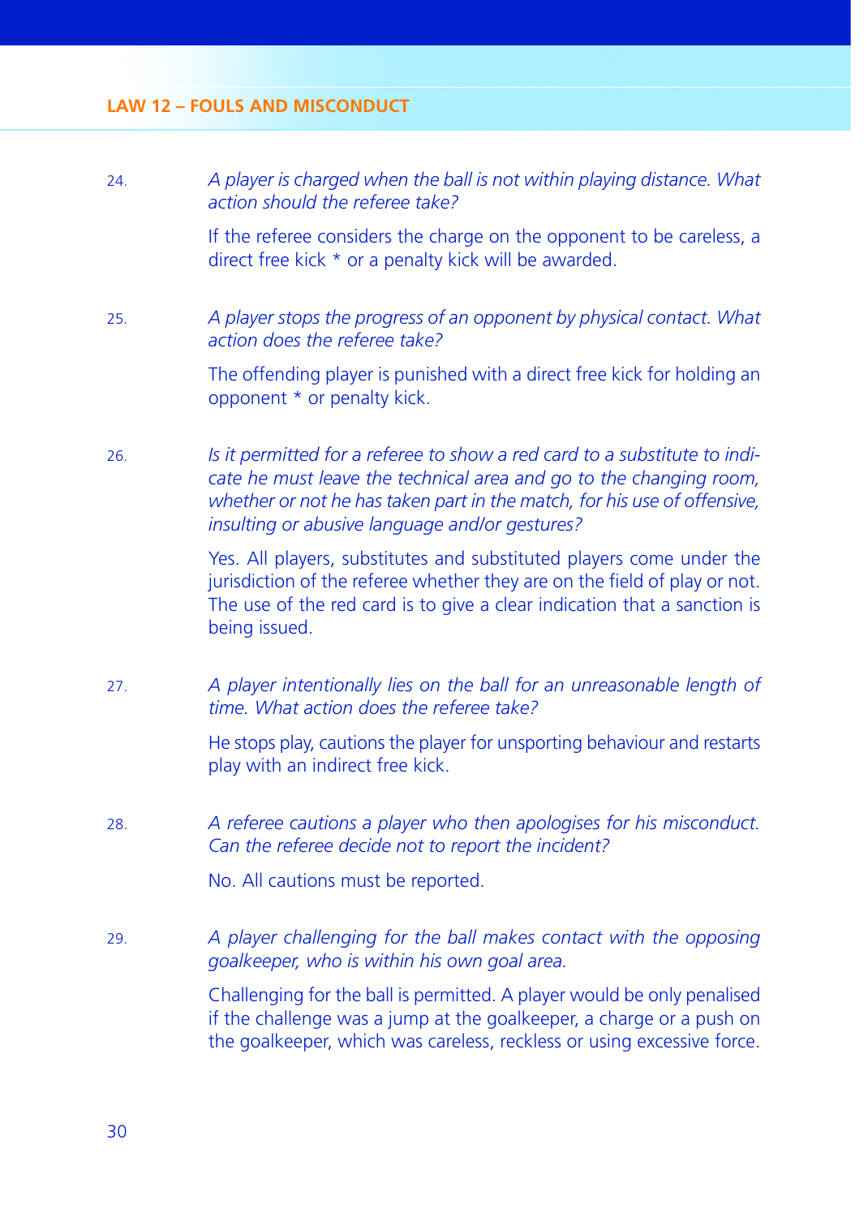24. *A player is charged when the ball is not within playing distance. What action should the referee take?*

    If the referee considers the charge on the opponent to be careless, a direct free kick * or a penalty kick will be awarded.

25. *A player stops the progress of an opponent by physical contact. What action does the referee take?*

    The offending player is punished with a direct free kick for holding an opponent * or penalty kick.

26. *Is it permitted for a referee to show a red card to a substitute to indicate he must leave the technical area and go to the changing room, whether or not he has taken part in the match, for his use of offensive, insulting or abusive language and/or gestures?*

    Yes. All players, substitutes and substituted players come under the jurisdiction of the referee whether they are on the field of play or not. The use of the red card is to give a clear indication that a sanction is being issued.

27. *A player intentionally lies on the ball for an unreasonable length of time. What action does the referee take?*

    He stops play, cautions the player for unsporting behaviour and restarts play with an indirect free kick.

28. *A referee cautions a player who then apologises for his misconduct. Can the referee decide not to report the incident?*

    No. All cautions must be reported.

29. *A player challenging for the ball makes contact with the opposing goalkeeper, who is within his own goal area.*

    Challenging for the ball is permitted. A player would be only penalised if the challenge was a jump at the goalkeeper, a charge or a push on the goalkeeper, which was careless, reckless or using excessive force.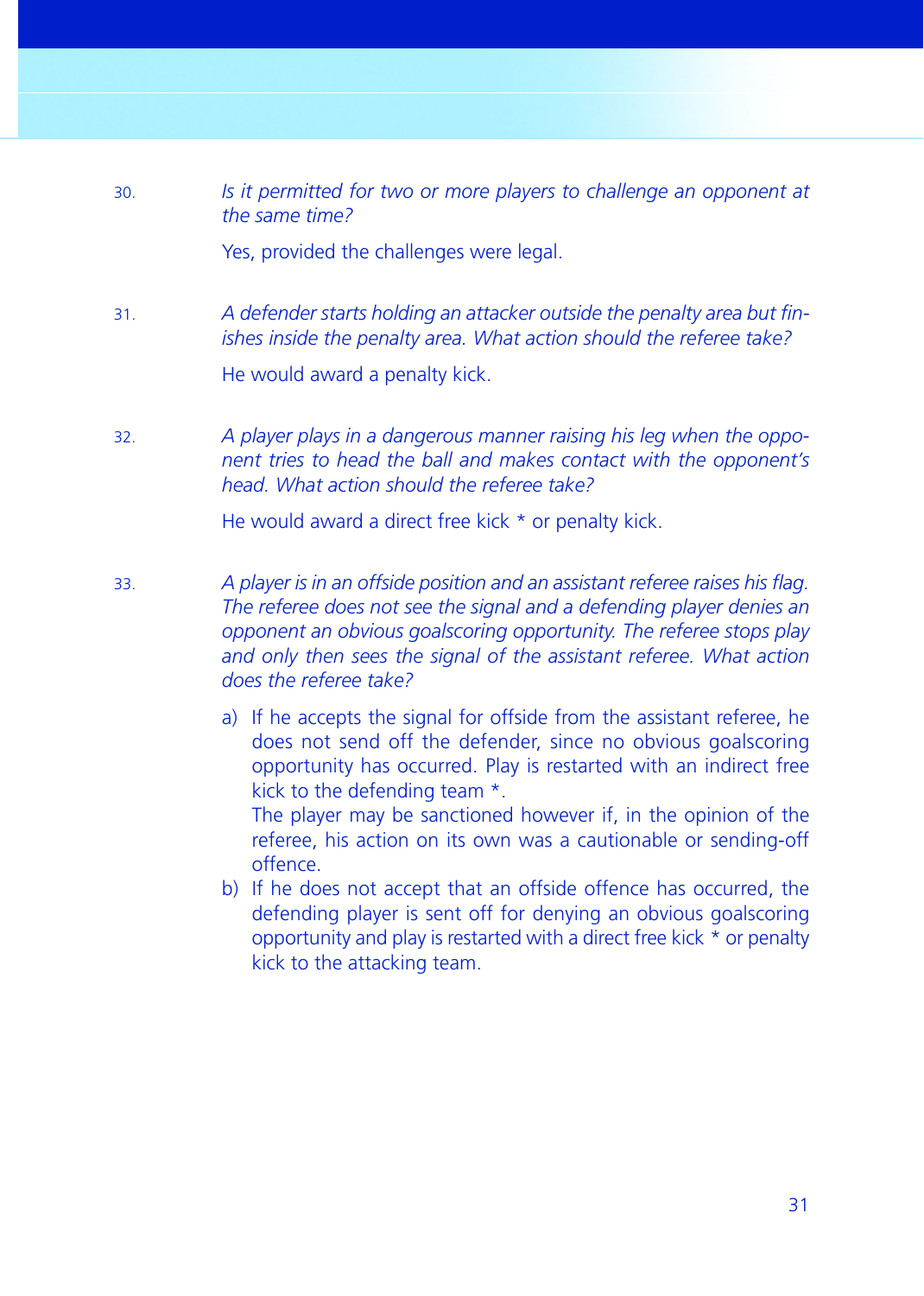30. *Is it permitted for two or more players to challenge an opponent at the same time?*

    Yes, provided the challenges were legal.

31. *A defender starts holding an attacker outside the penalty area but finishes inside the penalty area. What action should the referee take?*

    He would award a penalty kick.

32. *A player plays in a dangerous manner raising his leg when the opponent tries to head the ball and makes contact with the opponent's head. What action should the referee take?*

    He would award a direct free kick * or penalty kick.

33. *A player is in an offside position and an assistant referee raises his flag. The referee does not see the signal and a defending player denies an opponent an obvious goalscoring opportunity. The referee stops play and only then sees the signal of the assistant referee. What action does the referee take?*

    a) If he accepts the signal for offside from the assistant referee, he does not send off the defender, since no obvious goalscoring opportunity has occurred. Play is restarted with an indirect free kick to the defending team *.
    The player may be sanctioned however if, in the opinion of the referee, his action on its own was a cautionable or sending-off offence.

    b) If he does not accept that an offside offence has occurred, the defending player is sent off for denying an obvious goalscoring opportunity and play is restarted with a direct free kick * or penalty kick to the attacking team.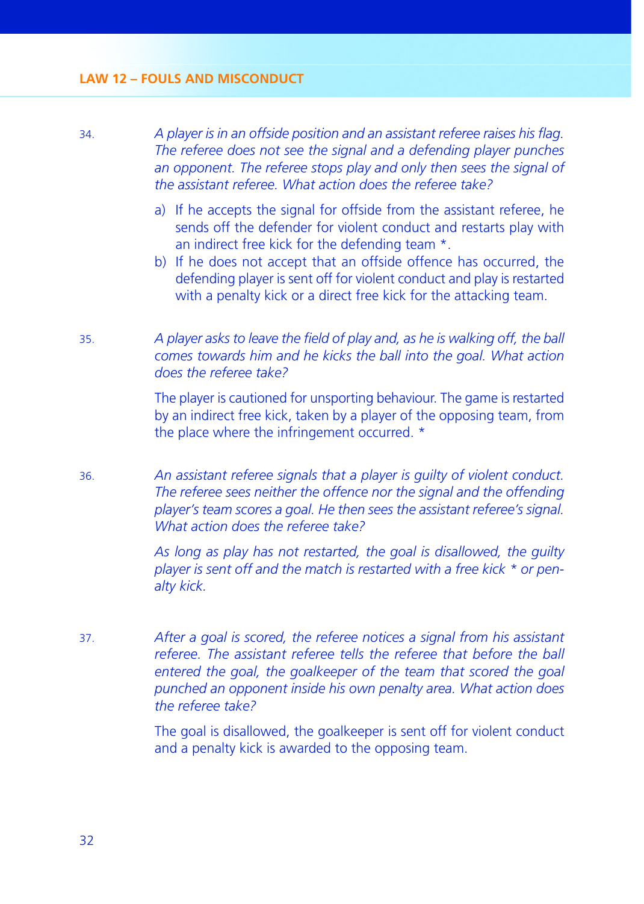34. *A player is in an offside position and an assistant referee raises his flag. The referee does not see the signal and a defending player punches an opponent. The referee stops play and only then sees the signal of the assistant referee. What action does the referee take?*

   a) If he accepts the signal for offside from the assistant referee, he sends off the defender for violent conduct and restarts play with an indirect free kick for the defending team *.
   b) If he does not accept that an offside offence has occurred, the defending player is sent off for violent conduct and play is restarted with a penalty kick or a direct free kick for the attacking team.

35. *A player asks to leave the field of play and, as he is walking off, the ball comes towards him and he kicks the ball into the goal. What action does the referee take?*

   The player is cautioned for unsporting behaviour. The game is restarted by an indirect free kick, taken by a player of the opposing team, from the place where the infringement occurred. *

36. *An assistant referee signals that a player is guilty of violent conduct. The referee sees neither the offence nor the signal and the offending player's team scores a goal. He then sees the assistant referee's signal. What action does the referee take?*

   *As long as play has not restarted, the goal is disallowed, the guilty player is sent off and the match is restarted with a free kick * or penalty kick.*

37. *After a goal is scored, the referee notices a signal from his assistant referee. The assistant referee tells the referee that before the ball entered the goal, the goalkeeper of the team that scored the goal punched an opponent inside his own penalty area. What action does the referee take?*

   The goal is disallowed, the goalkeeper is sent off for violent conduct and a penalty kick is awarded to the opposing team.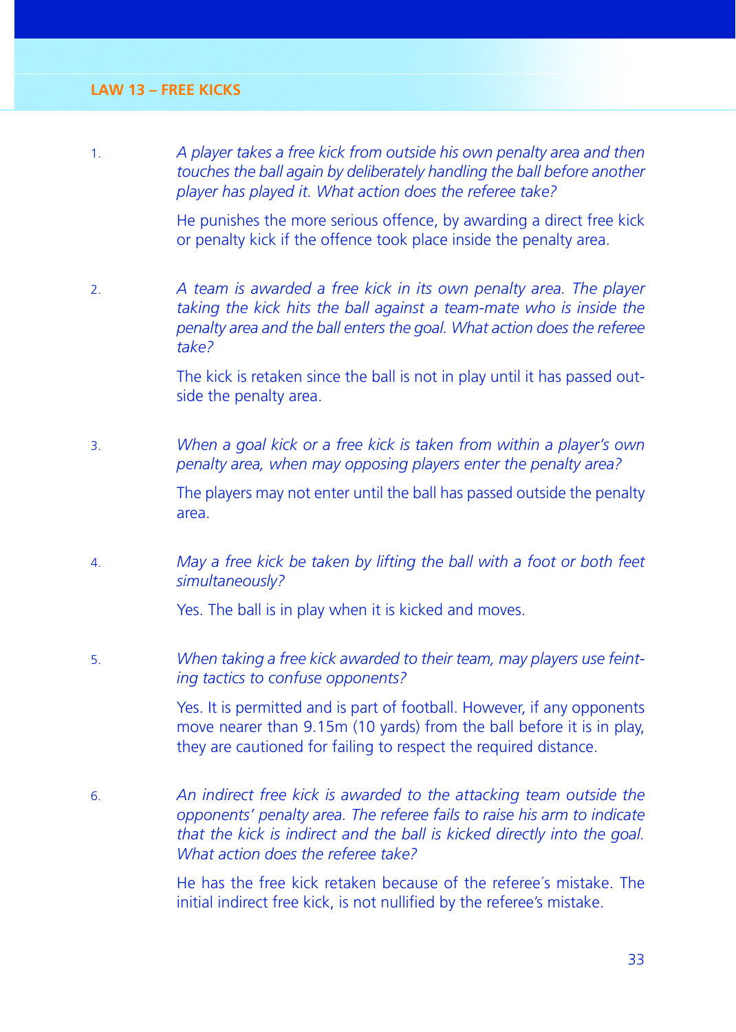## LAW 13 – FREE KICKS

1. *A player takes a free kick from outside his own penalty area and then touches the ball again by deliberately handling the ball before another player has played it. What action does the referee take?*

   He punishes the more serious offence, by awarding a direct free kick or penalty kick if the offence took place inside the penalty area.

2. *A team is awarded a free kick in its own penalty area. The player taking the kick hits the ball against a team-mate who is inside the penalty area and the ball enters the goal. What action does the referee take?*

   The kick is retaken since the ball is not in play until it has passed outside the penalty area.

3. *When a goal kick or a free kick is taken from within a player's own penalty area, when may opposing players enter the penalty area?*

   The players may not enter until the ball has passed outside the penalty area.

4. *May a free kick be taken by lifting the ball with a foot or both feet simultaneously?*

   Yes. The ball is in play when it is kicked and moves.

5. *When taking a free kick awarded to their team, may players use feinting tactics to confuse opponents?*

   Yes. It is permitted and is part of football. However, if any opponents move nearer than 9.15m (10 yards) from the ball before it is in play, they are cautioned for failing to respect the required distance.

6. *An indirect free kick is awarded to the attacking team outside the opponents' penalty area. The referee fails to raise his arm to indicate that the kick is indirect and the ball is kicked directly into the goal. What action does the referee take?*

   He has the free kick retaken because of the referee´s mistake. The initial indirect free kick, is not nullified by the referee's mistake.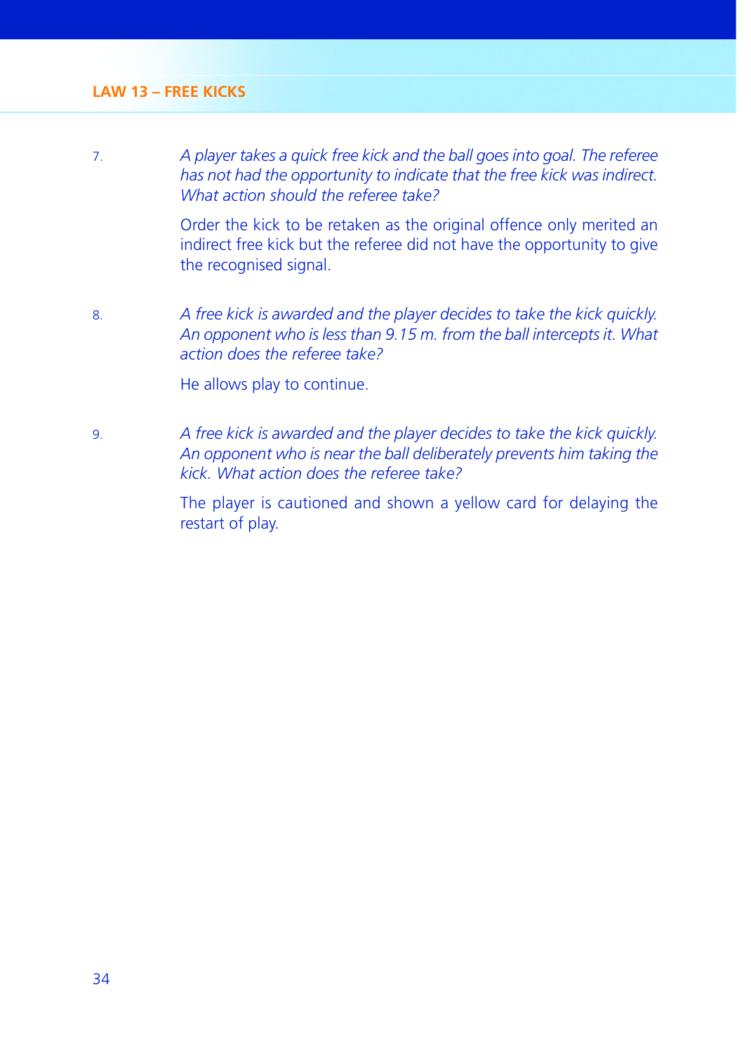7. *A player takes a quick free kick and the ball goes into goal. The referee has not had the opportunity to indicate that the free kick was indirect. What action should the referee take?*

   Order the kick to be retaken as the original offence only merited an indirect free kick but the referee did not have the opportunity to give the recognised signal.

8. *A free kick is awarded and the player decides to take the kick quickly. An opponent who is less than 9.15 m. from the ball intercepts it. What action does the referee take?*

   He allows play to continue.

9. *A free kick is awarded and the player decides to take the kick quickly. An opponent who is near the ball deliberately prevents him taking the kick. What action does the referee take?*

   The player is cautioned and shown a yellow card for delaying the restart of play.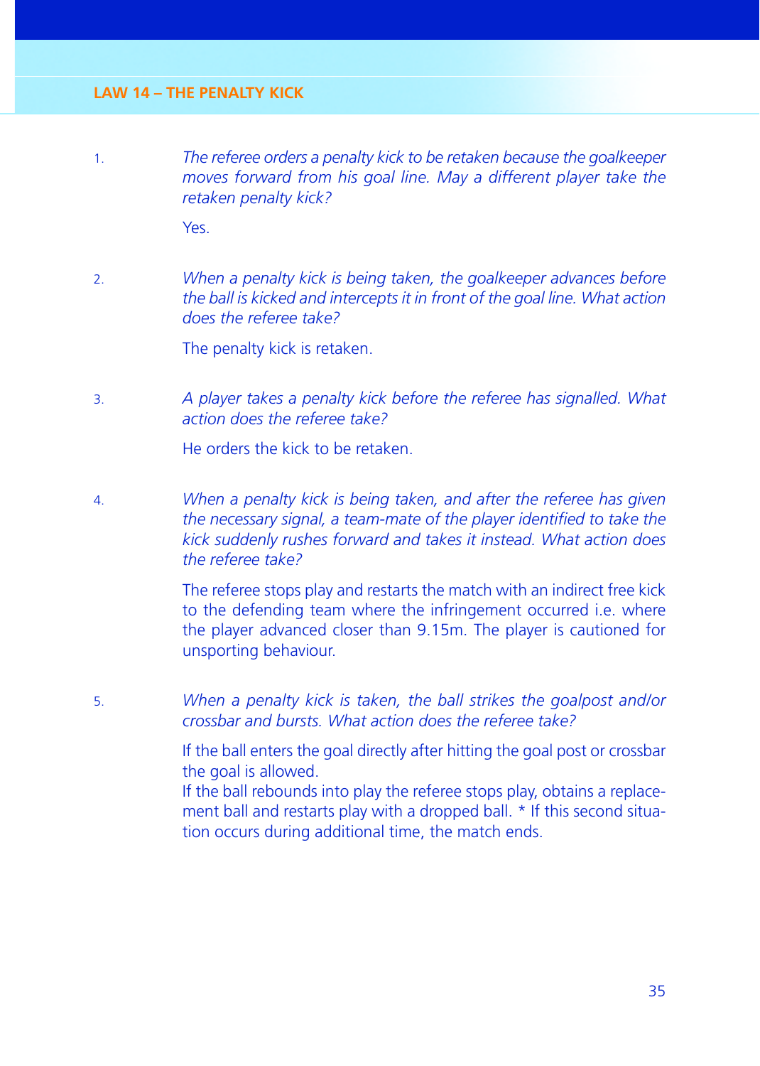1. *The referee orders a penalty kick to be retaken because the goalkeeper moves forward from his goal line. May a different player take the retaken penalty kick?*

   Yes.

2. *When a penalty kick is being taken, the goalkeeper advances before the ball is kicked and intercepts it in front of the goal line. What action does the referee take?*

   The penalty kick is retaken.

3. *A player takes a penalty kick before the referee has signalled. What action does the referee take?*

   He orders the kick to be retaken.

4. *When a penalty kick is being taken, and after the referee has given the necessary signal, a team-mate of the player identified to take the kick suddenly rushes forward and takes it instead. What action does the referee take?*

   The referee stops play and restarts the match with an indirect free kick to the defending team where the infringement occurred i.e. where the player advanced closer than 9.15m. The player is cautioned for unsporting behaviour.

5. *When a penalty kick is taken, the ball strikes the goalpost and/or crossbar and bursts. What action does the referee take?*

   If the ball enters the goal directly after hitting the goal post or crossbar the goal is allowed.
   If the ball rebounds into play the referee stops play, obtains a replacement ball and restarts play with a dropped ball. * If this second situation occurs during additional time, the match ends.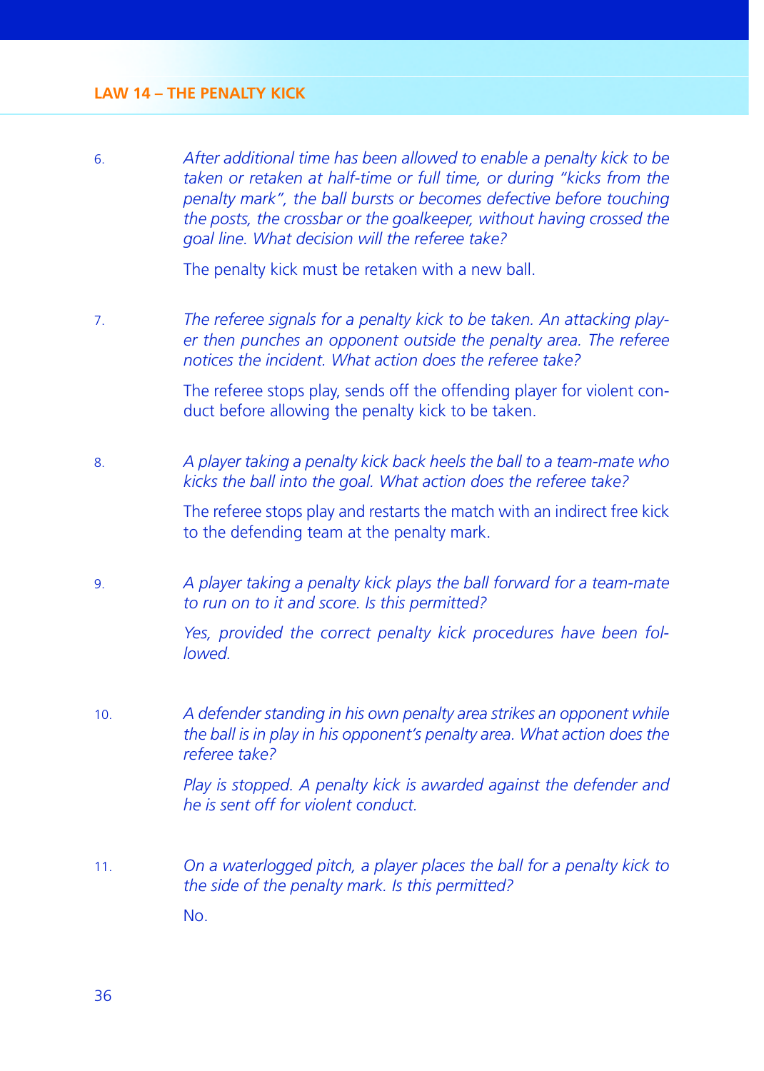6. *After additional time has been allowed to enable a penalty kick to be taken or retaken at half-time or full time, or during "kicks from the penalty mark", the ball bursts or becomes defective before touching the posts, the crossbar or the goalkeeper, without having crossed the goal line. What decision will the referee take?*

   The penalty kick must be retaken with a new ball.

7. *The referee signals for a penalty kick to be taken. An attacking player then punches an opponent outside the penalty area. The referee notices the incident. What action does the referee take?*

   The referee stops play, sends off the offending player for violent conduct before allowing the penalty kick to be taken.

8. *A player taking a penalty kick back heels the ball to a team-mate who kicks the ball into the goal. What action does the referee take?*

   The referee stops play and restarts the match with an indirect free kick to the defending team at the penalty mark.

9. *A player taking a penalty kick plays the ball forward for a team-mate to run on to it and score. Is this permitted?*

   *Yes, provided the correct penalty kick procedures have been followed.*

10. *A defender standing in his own penalty area strikes an opponent while the ball is in play in his opponent's penalty area. What action does the referee take?*

    *Play is stopped. A penalty kick is awarded against the defender and he is sent off for violent conduct.*

11. *On a waterlogged pitch, a player places the ball for a penalty kick to the side of the penalty mark. Is this permitted?*

    No.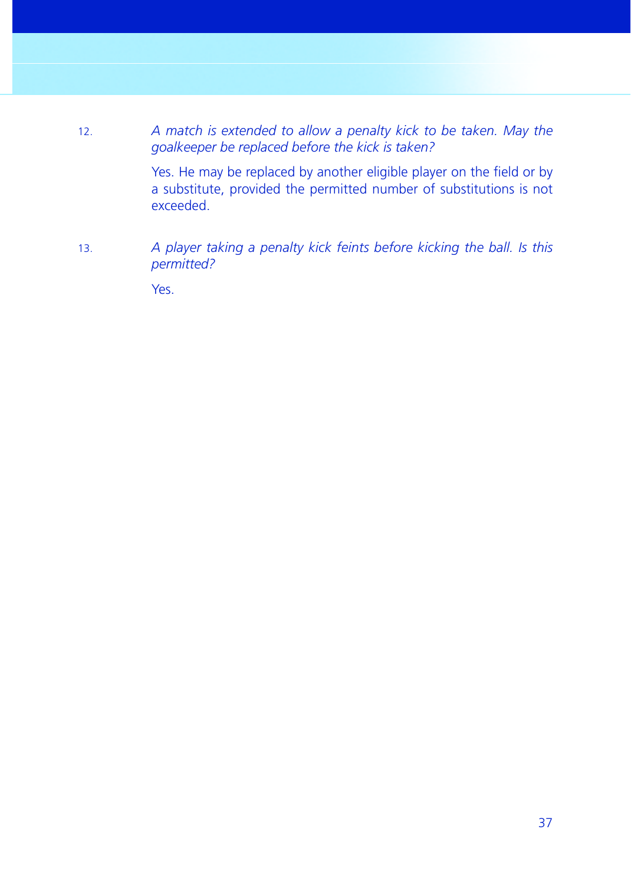12. *A match is extended to allow a penalty kick to be taken. May the goalkeeper be replaced before the kick is taken?*

    Yes. He may be replaced by another eligible player on the field or by a substitute, provided the permitted number of substitutions is not exceeded.

13. *A player taking a penalty kick feints before kicking the ball. Is this permitted?*

    Yes.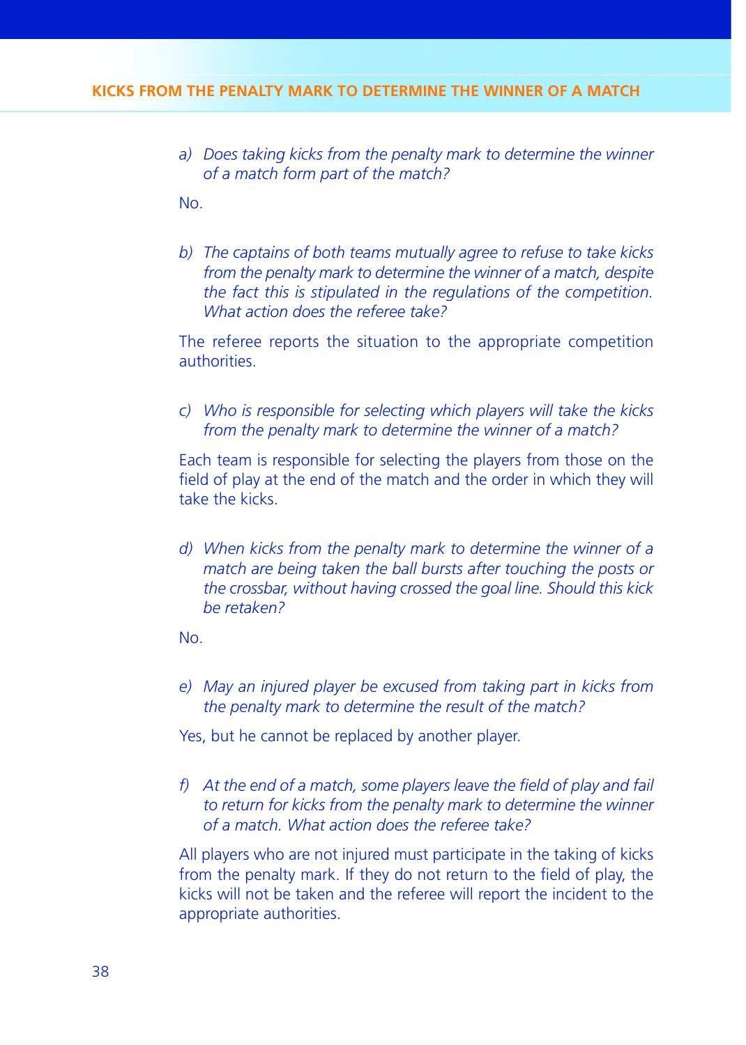## KICKS FROM THE PENALTY MARK TO DETERMINE THE WINNER OF A MATCH

a) *Does taking kicks from the penalty mark to determine the winner of a match form part of the match?*

No.

b) *The captains of both teams mutually agree to refuse to take kicks from the penalty mark to determine the winner of a match, despite the fact this is stipulated in the regulations of the competition. What action does the referee take?*

The referee reports the situation to the appropriate competition authorities.

c) *Who is responsible for selecting which players will take the kicks from the penalty mark to determine the winner of a match?*

Each team is responsible for selecting the players from those on the field of play at the end of the match and the order in which they will take the kicks.

d) *When kicks from the penalty mark to determine the winner of a match are being taken the ball bursts after touching the posts or the crossbar, without having crossed the goal line. Should this kick be retaken?*

No.

e) *May an injured player be excused from taking part in kicks from the penalty mark to determine the result of the match?*

Yes, but he cannot be replaced by another player.

f) *At the end of a match, some players leave the field of play and fail to return for kicks from the penalty mark to determine the winner of a match. What action does the referee take?*

All players who are not injured must participate in the taking of kicks from the penalty mark. If they do not return to the field of play, the kicks will not be taken and the referee will report the incident to the appropriate authorities.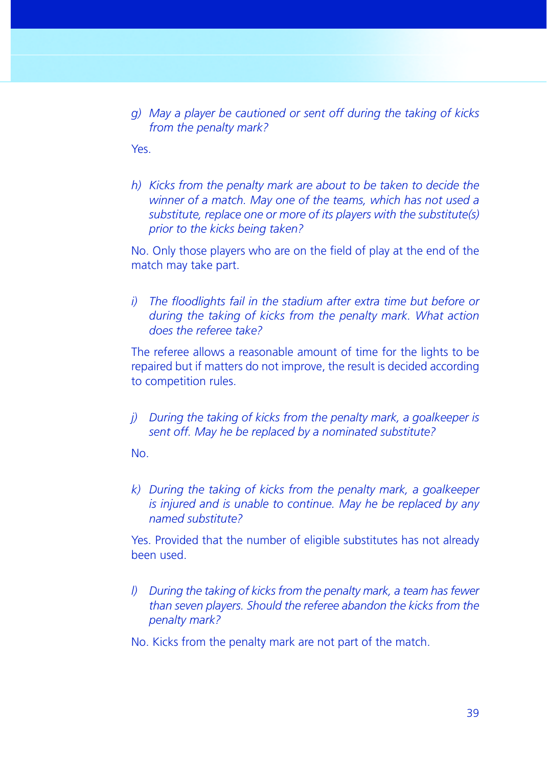g) *May a player be cautioned or sent off during the taking of kicks from the penalty mark?*

Yes.

h) *Kicks from the penalty mark are about to be taken to decide the winner of a match. May one of the teams, which has not used a substitute, replace one or more of its players with the substitute(s) prior to the kicks being taken?*

No. Only those players who are on the field of play at the end of the match may take part.

i) *The floodlights fail in the stadium after extra time but before or during the taking of kicks from the penalty mark. What action does the referee take?*

The referee allows a reasonable amount of time for the lights to be repaired but if matters do not improve, the result is decided according to competition rules.

j) *During the taking of kicks from the penalty mark, a goalkeeper is sent off. May he be replaced by a nominated substitute?*

No.

k) *During the taking of kicks from the penalty mark, a goalkeeper is injured and is unable to continue. May he be replaced by any named substitute?*

Yes. Provided that the number of eligible substitutes has not already been used.

l) *During the taking of kicks from the penalty mark, a team has fewer than seven players. Should the referee abandon the kicks from the penalty mark?*

No. Kicks from the penalty mark are not part of the match.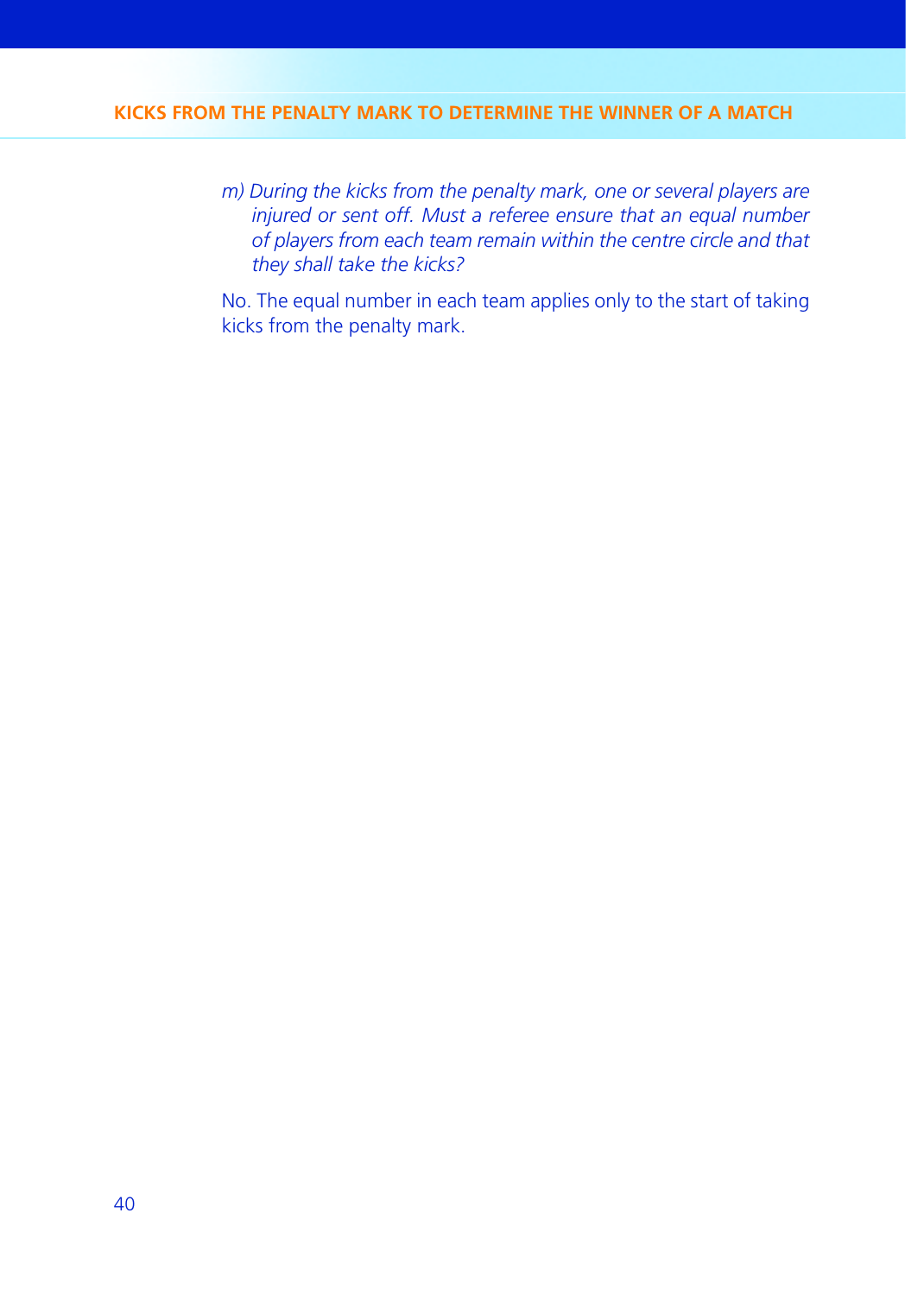*m) During the kicks from the penalty mark, one or several players are injured or sent off. Must a referee ensure that an equal number of players from each team remain within the centre circle and that they shall take the kicks?*

No. The equal number in each team applies only to the start of taking kicks from the penalty mark.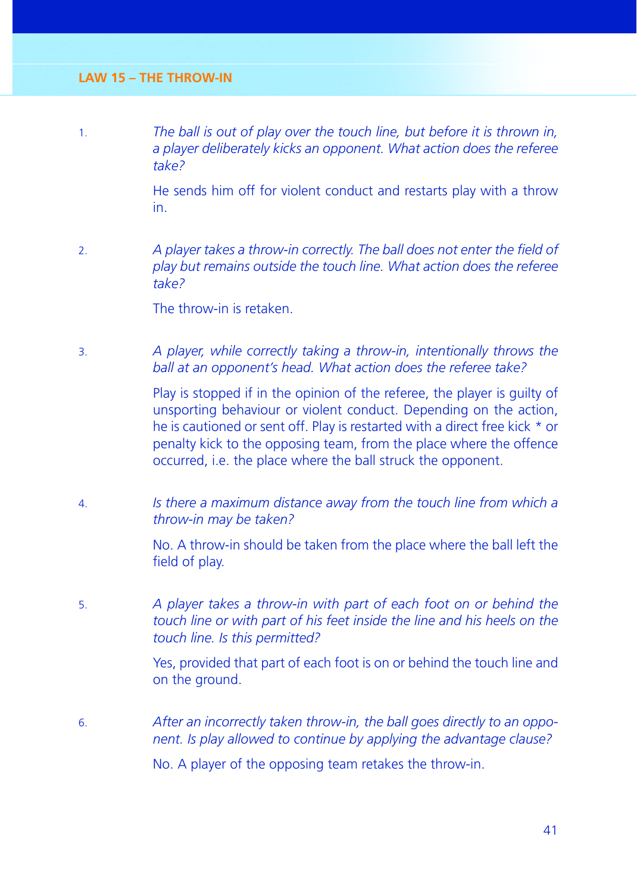## LAW 15 – THE THROW-IN

1. *The ball is out of play over the touch line, but before it is thrown in, a player deliberately kicks an opponent. What action does the referee take?*

   He sends him off for violent conduct and restarts play with a throw in.

2. *A player takes a throw-in correctly. The ball does not enter the field of play but remains outside the touch line. What action does the referee take?*

   The throw-in is retaken.

3. *A player, while correctly taking a throw-in, intentionally throws the ball at an opponent's head. What action does the referee take?*

   Play is stopped if in the opinion of the referee, the player is guilty of unsporting behaviour or violent conduct. Depending on the action, he is cautioned or sent off. Play is restarted with a direct free kick * or penalty kick to the opposing team, from the place where the offence occurred, i.e. the place where the ball struck the opponent.

4. *Is there a maximum distance away from the touch line from which a throw-in may be taken?*

   No. A throw-in should be taken from the place where the ball left the field of play.

5. *A player takes a throw-in with part of each foot on or behind the touch line or with part of his feet inside the line and his heels on the touch line. Is this permitted?*

   Yes, provided that part of each foot is on or behind the touch line and on the ground.

6. *After an incorrectly taken throw-in, the ball goes directly to an opponent. Is play allowed to continue by applying the advantage clause?*

   No. A player of the opposing team retakes the throw-in.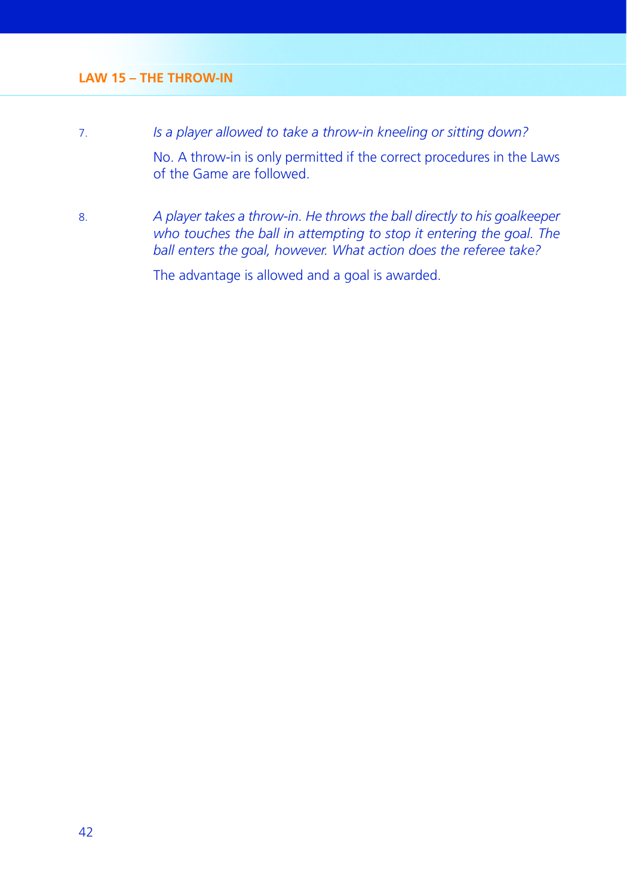## LAW 15 – THE THROW-IN

7. *Is a player allowed to take a throw-in kneeling or sitting down?*

   No. A throw-in is only permitted if the correct procedures in the Laws of the Game are followed.

8. *A player takes a throw-in. He throws the ball directly to his goalkeeper who touches the ball in attempting to stop it entering the goal. The ball enters the goal, however. What action does the referee take?*

   The advantage is allowed and a goal is awarded.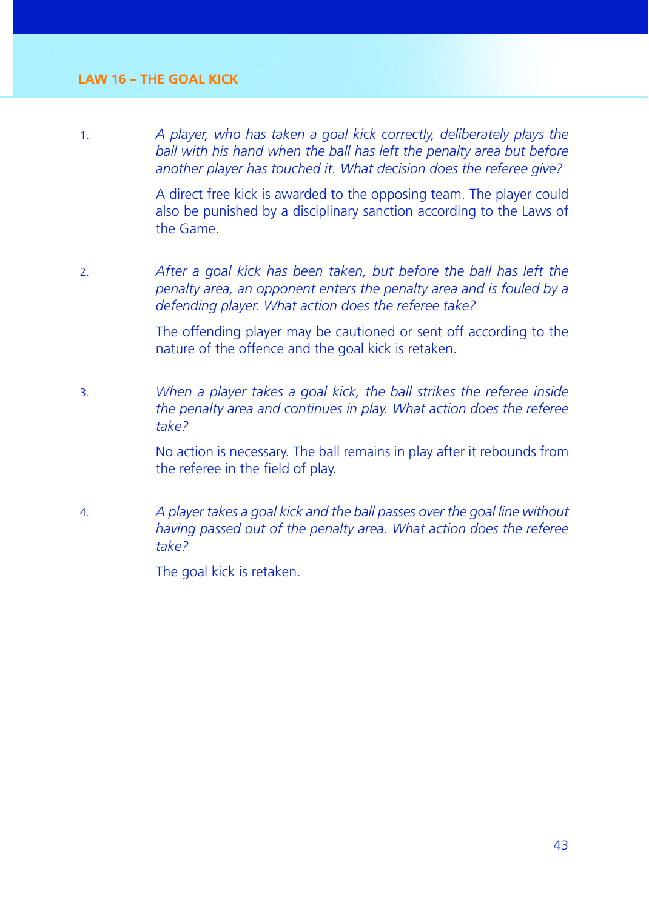## LAW 16 – THE GOAL KICK

1. *A player, who has taken a goal kick correctly, deliberately plays the ball with his hand when the ball has left the penalty area but before another player has touched it. What decision does the referee give?*

   A direct free kick is awarded to the opposing team. The player could also be punished by a disciplinary sanction according to the Laws of the Game.

2. *After a goal kick has been taken, but before the ball has left the penalty area, an opponent enters the penalty area and is fouled by a defending player. What action does the referee take?*

   The offending player may be cautioned or sent off according to the nature of the offence and the goal kick is retaken.

3. *When a player takes a goal kick, the ball strikes the referee inside the penalty area and continues in play. What action does the referee take?*

   No action is necessary. The ball remains in play after it rebounds from the referee in the field of play.

4. *A player takes a goal kick and the ball passes over the goal line without having passed out of the penalty area. What action does the referee take?*

   The goal kick is retaken.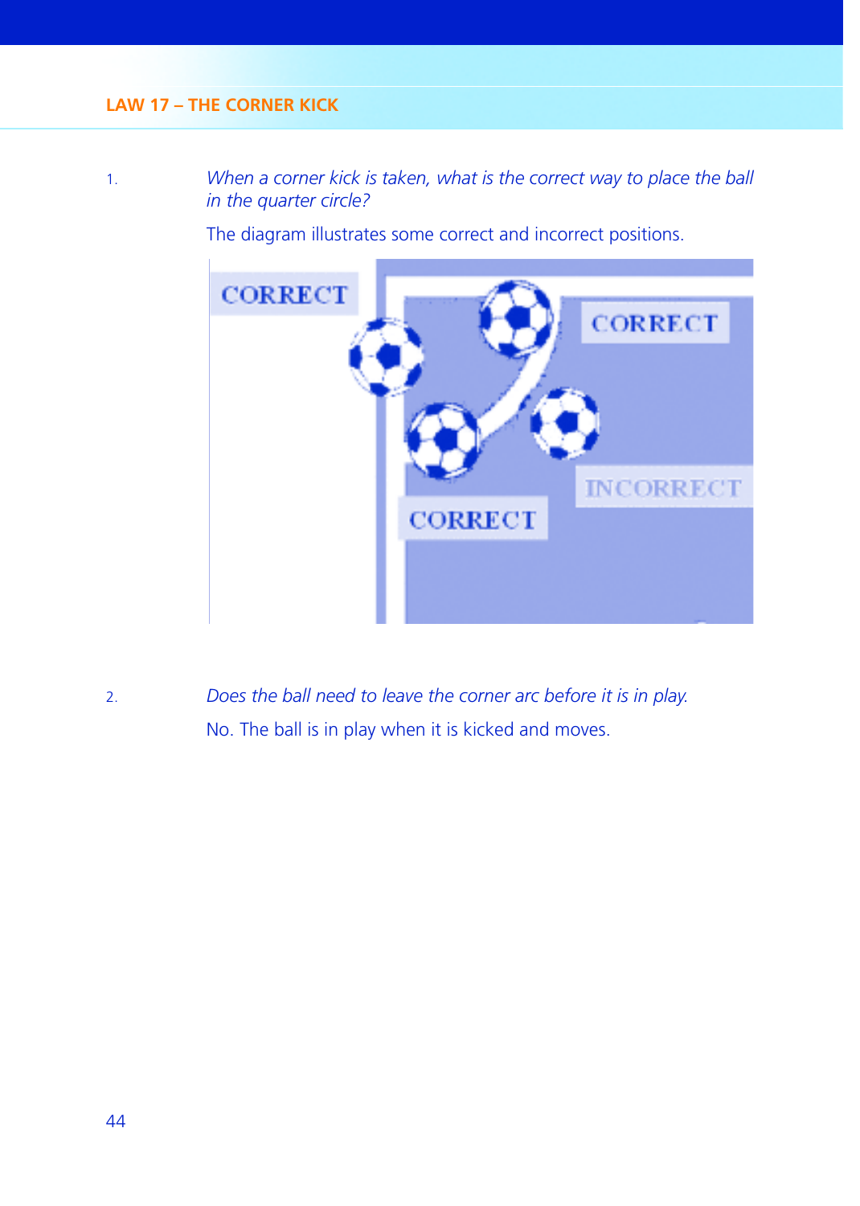## LAW 17 – THE CORNER KICK

1. *When a corner kick is taken, what is the correct way to place the ball in the quarter circle?*

   The diagram illustrates some correct and incorrect positions.

   CORRECT

   CORRECT

   INCORRECT

   CORRECT

2. *Does the ball need to leave the corner arc before it is in play.*

   No. The ball is in play when it is kicked and moves.